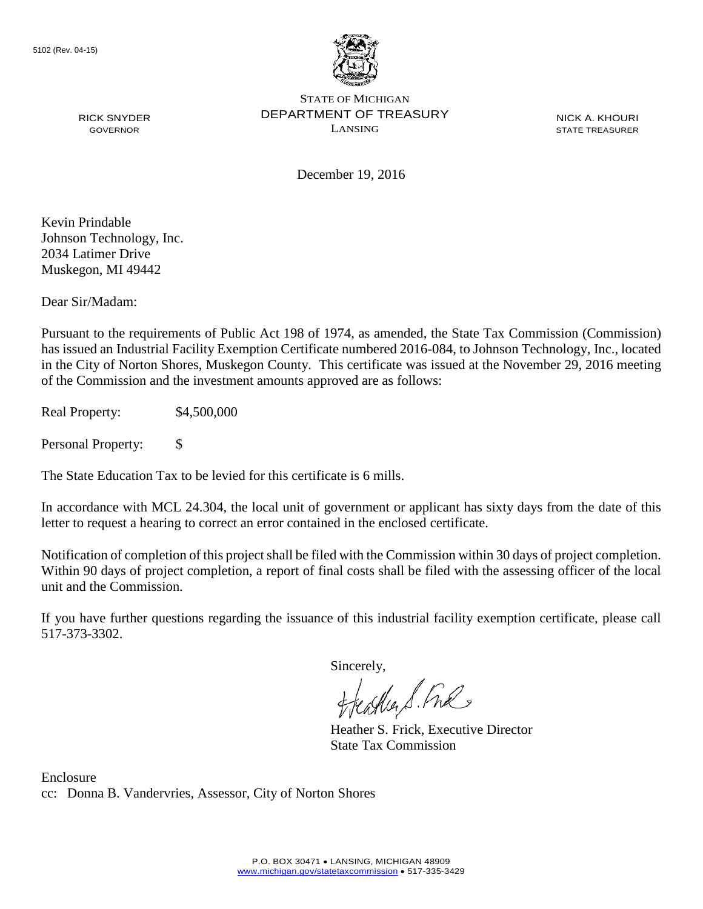5102 (Rev. 04-15)

STATE OF MICHIGAN
DEPARTMENT OF TREASURY
LANSING

RICK SNYDER
GOVERNOR

NICK A. KHOURI
STATE TREASURER

December 19, 2016

Kevin Prindable
Johnson Technology, Inc.
2034 Latimer Drive
Muskegon, MI 49442

Dear Sir/Madam:

Pursuant to the requirements of Public Act 198 of 1974, as amended, the State Tax Commission (Commission) has issued an Industrial Facility Exemption Certificate numbered 2016-084, to Johnson Technology, Inc., located in the City of Norton Shores, Muskegon County. This certificate was issued at the November 29, 2016 meeting of the Commission and the investment amounts approved are as follows:

Real Property: $4,500,000

Personal Property: $

The State Education Tax to be levied for this certificate is 6 mills.

In accordance with MCL 24.304, the local unit of government or applicant has sixty days from the date of this letter to request a hearing to correct an error contained in the enclosed certificate.

Notification of completion of this project shall be filed with the Commission within 30 days of project completion. Within 90 days of project completion, a report of final costs shall be filed with the assessing officer of the local unit and the Commission.

If you have further questions regarding the issuance of this industrial facility exemption certificate, please call 517-373-3302.

Sincerely,

Heather S. Frick, Executive Director
State Tax Commission

Enclosure
cc: Donna B. Vandervries, Assessor, City of Norton Shores

P.O. BOX 30471 • LANSING, MICHIGAN 48909
www.michigan.gov/statetaxcommission • 517-335-3429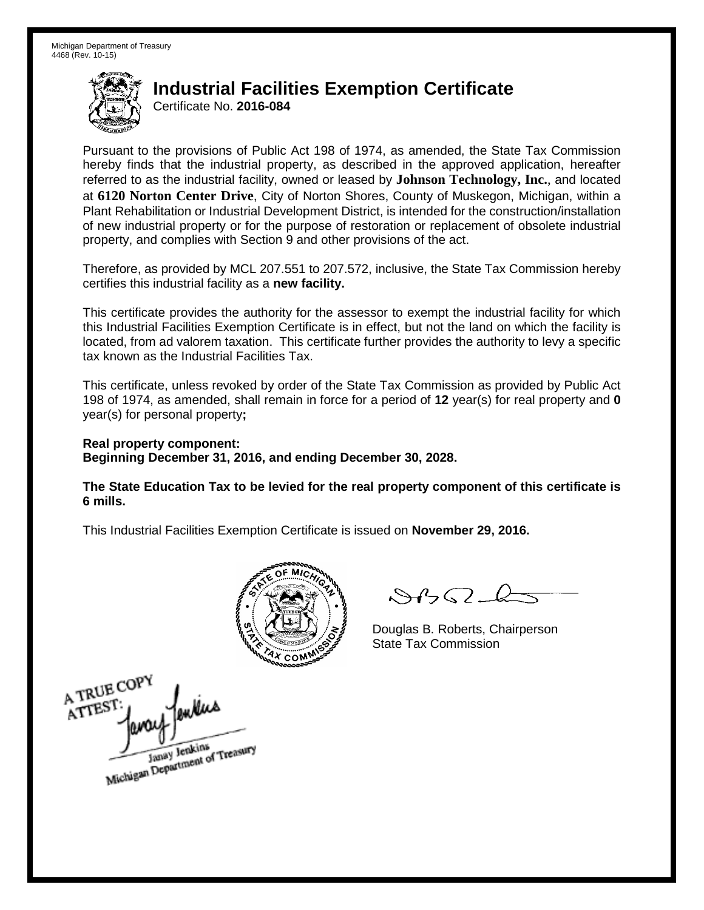Michigan Department of Treasury
4468 (Rev. 10-15)

# Industrial Facilities Exemption Certificate

Certificate No. **2016-084**

Pursuant to the provisions of Public Act 198 of 1974, as amended, the State Tax Commission hereby finds that the industrial property, as described in the approved application, hereafter referred to as the industrial facility, owned or leased by **Johnson Technology, Inc.**, and located at **6120 Norton Center Drive**, City of Norton Shores, County of Muskegon, Michigan, within a Plant Rehabilitation or Industrial Development District, is intended for the construction/installation of new industrial property or for the purpose of restoration or replacement of obsolete industrial property, and complies with Section 9 and other provisions of the act.

Therefore, as provided by MCL 207.551 to 207.572, inclusive, the State Tax Commission hereby certifies this industrial facility as a **new facility.**

This certificate provides the authority for the assessor to exempt the industrial facility for which this Industrial Facilities Exemption Certificate is in effect, but not the land on which the facility is located, from ad valorem taxation. This certificate further provides the authority to levy a specific tax known as the Industrial Facilities Tax.

This certificate, unless revoked by order of the State Tax Commission as provided by Public Act 198 of 1974, as amended, shall remain in force for a period of **12** year(s) for real property and **0** year(s) for personal property**;**

**Real property component:**
**Beginning December 31, 2016, and ending December 30, 2028.**

**The State Education Tax to be levied for the real property component of this certificate is 6 mills.**

This Industrial Facilities Exemption Certificate is issued on **November 29, 2016.**

Douglas B. Roberts, Chairperson
State Tax Commission

A TRUE COPY
ATTEST:
Janay Jenkins
Michigan Department of Treasury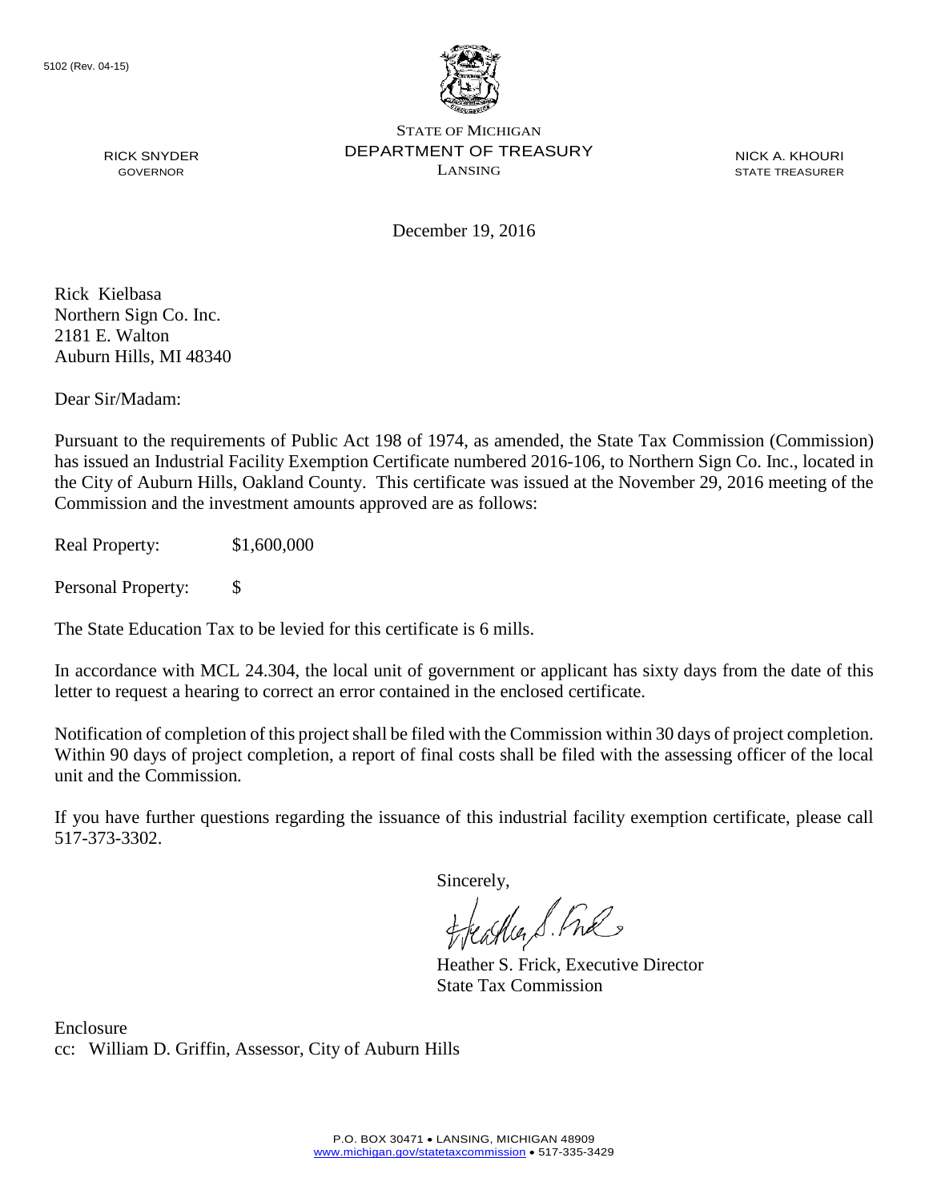5102 (Rev. 04-15)

STATE OF MICHIGAN
DEPARTMENT OF TREASURY
LANSING

RICK SNYDER
GOVERNOR

NICK A. KHOURI
STATE TREASURER

December 19, 2016

Rick Kielbasa
Northern Sign Co. Inc.
2181 E. Walton
Auburn Hills, MI 48340

Dear Sir/Madam:

Pursuant to the requirements of Public Act 198 of 1974, as amended, the State Tax Commission (Commission) has issued an Industrial Facility Exemption Certificate numbered 2016-106, to Northern Sign Co. Inc., located in the City of Auburn Hills, Oakland County. This certificate was issued at the November 29, 2016 meeting of the Commission and the investment amounts approved are as follows:

Real Property: $1,600,000

Personal Property: $

The State Education Tax to be levied for this certificate is 6 mills.

In accordance with MCL 24.304, the local unit of government or applicant has sixty days from the date of this letter to request a hearing to correct an error contained in the enclosed certificate.

Notification of completion of this project shall be filed with the Commission within 30 days of project completion. Within 90 days of project completion, a report of final costs shall be filed with the assessing officer of the local unit and the Commission.

If you have further questions regarding the issuance of this industrial facility exemption certificate, please call 517-373-3302.

Sincerely,

Heather S. Frick, Executive Director
State Tax Commission

Enclosure
cc: William D. Griffin, Assessor, City of Auburn Hills

P.O. BOX 30471 • LANSING, MICHIGAN 48909
www.michigan.gov/statetaxcommission • 517-335-3429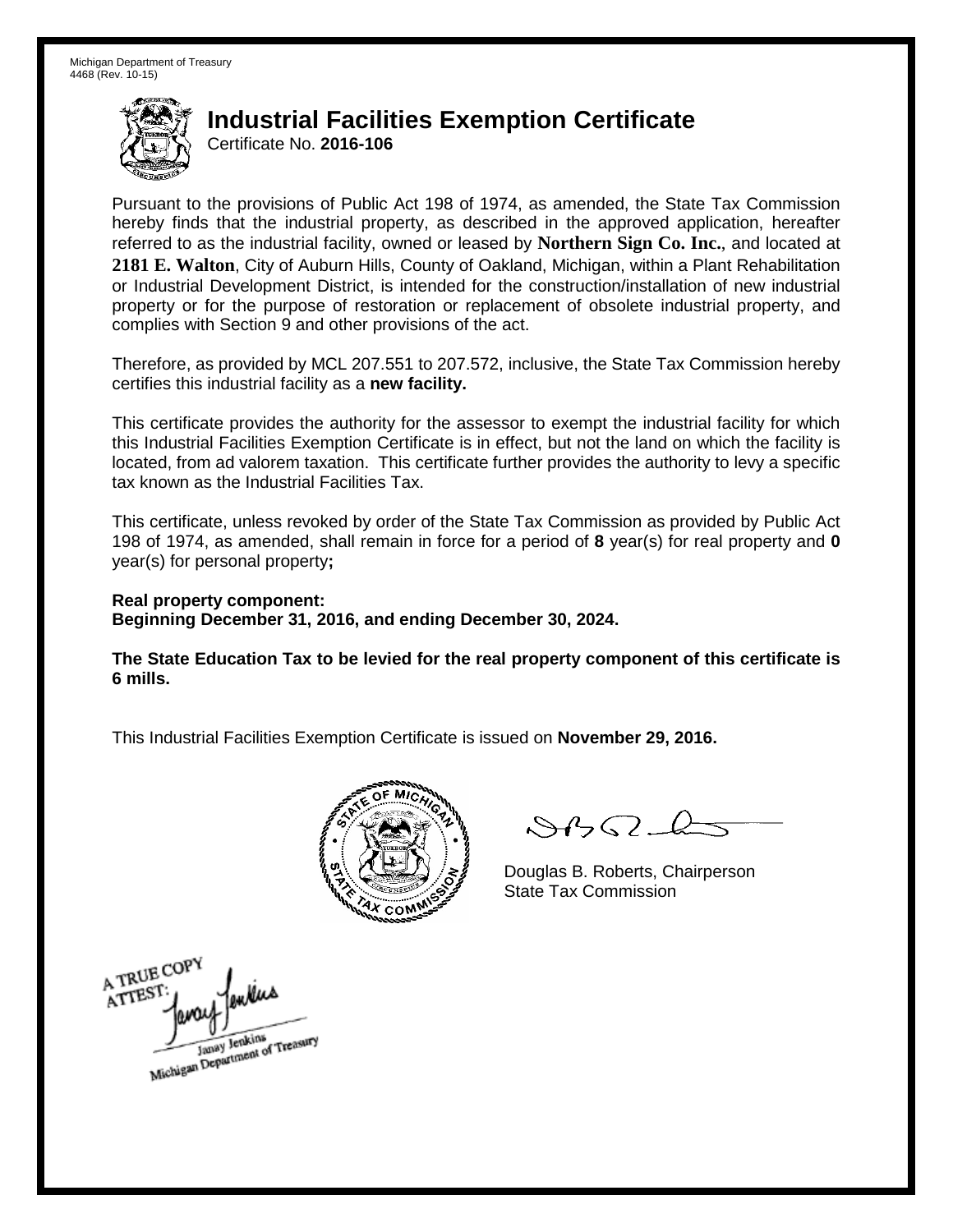Michigan Department of Treasury
4468 (Rev. 10-15)

# Industrial Facilities Exemption Certificate

Certificate No. **2016-106**

Pursuant to the provisions of Public Act 198 of 1974, as amended, the State Tax Commission hereby finds that the industrial property, as described in the approved application, hereafter referred to as the industrial facility, owned or leased by **Northern Sign Co. Inc.**, and located at **2181 E. Walton**, City of Auburn Hills, County of Oakland, Michigan, within a Plant Rehabilitation or Industrial Development District, is intended for the construction/installation of new industrial property or for the purpose of restoration or replacement of obsolete industrial property, and complies with Section 9 and other provisions of the act.

Therefore, as provided by MCL 207.551 to 207.572, inclusive, the State Tax Commission hereby certifies this industrial facility as a **new facility.**

This certificate provides the authority for the assessor to exempt the industrial facility for which this Industrial Facilities Exemption Certificate is in effect, but not the land on which the facility is located, from ad valorem taxation. This certificate further provides the authority to levy a specific tax known as the Industrial Facilities Tax.

This certificate, unless revoked by order of the State Tax Commission as provided by Public Act 198 of 1974, as amended, shall remain in force for a period of **8** year(s) for real property and **0** year(s) for personal property**;**

**Real property component:**
**Beginning December 31, 2016, and ending December 30, 2024.**

**The State Education Tax to be levied for the real property component of this certificate is 6 mills.**

This Industrial Facilities Exemption Certificate is issued on **November 29, 2016.**

Douglas B. Roberts, Chairperson
State Tax Commission

A TRUE COPY
ATTEST:
Janay Jenkins
Michigan Department of Treasury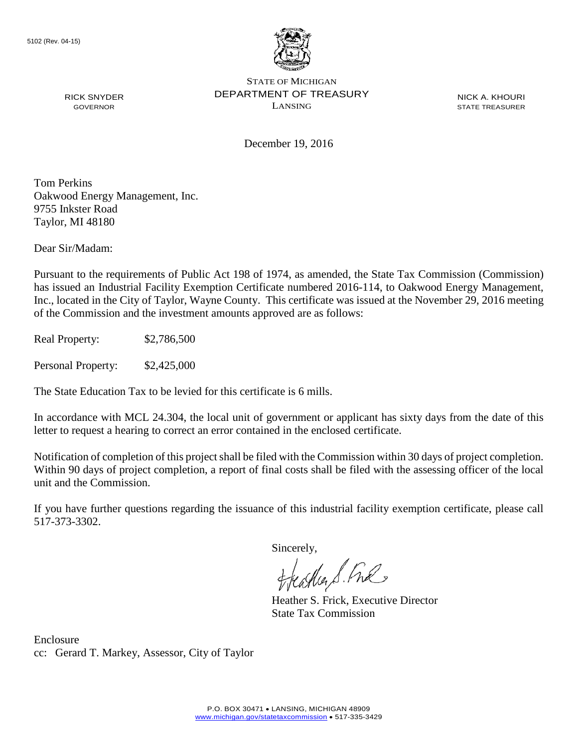5102 (Rev. 04-15)

STATE OF MICHIGAN
DEPARTMENT OF TREASURY
LANSING

RICK SNYDER
GOVERNOR

NICK A. KHOURI
STATE TREASURER

December 19, 2016

Tom Perkins
Oakwood Energy Management, Inc.
9755 Inkster Road
Taylor, MI 48180

Dear Sir/Madam:

Pursuant to the requirements of Public Act 198 of 1974, as amended, the State Tax Commission (Commission) has issued an Industrial Facility Exemption Certificate numbered 2016-114, to Oakwood Energy Management, Inc., located in the City of Taylor, Wayne County. This certificate was issued at the November 29, 2016 meeting of the Commission and the investment amounts approved are as follows:

Real Property: $2,786,500

Personal Property: $2,425,000

The State Education Tax to be levied for this certificate is 6 mills.

In accordance with MCL 24.304, the local unit of government or applicant has sixty days from the date of this letter to request a hearing to correct an error contained in the enclosed certificate.

Notification of completion of this project shall be filed with the Commission within 30 days of project completion. Within 90 days of project completion, a report of final costs shall be filed with the assessing officer of the local unit and the Commission.

If you have further questions regarding the issuance of this industrial facility exemption certificate, please call 517-373-3302.

Sincerely,

Heather S. Frick, Executive Director
State Tax Commission

Enclosure
cc: Gerard T. Markey, Assessor, City of Taylor

P.O. BOX 30471 • LANSING, MICHIGAN 48909
www.michigan.gov/statetaxcommission • 517-335-3429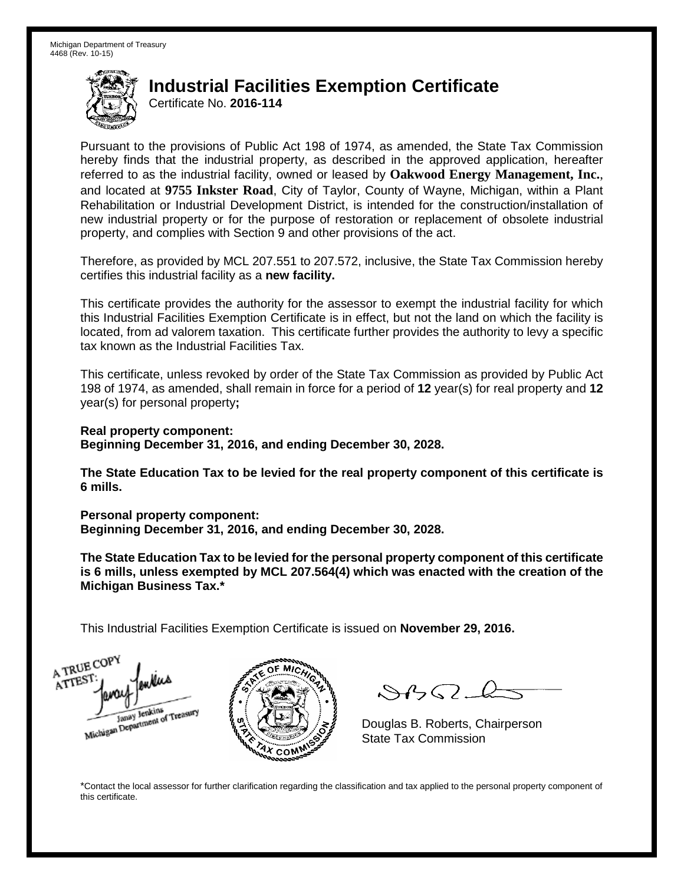Michigan Department of Treasury
4468 (Rev. 10-15)

# Industrial Facilities Exemption Certificate

Certificate No. **2016-114**

Pursuant to the provisions of Public Act 198 of 1974, as amended, the State Tax Commission hereby finds that the industrial property, as described in the approved application, hereafter referred to as the industrial facility, owned or leased by **Oakwood Energy Management, Inc.**, and located at **9755 Inkster Road**, City of Taylor, County of Wayne, Michigan, within a Plant Rehabilitation or Industrial Development District, is intended for the construction/installation of new industrial property or for the purpose of restoration or replacement of obsolete industrial property, and complies with Section 9 and other provisions of the act.

Therefore, as provided by MCL 207.551 to 207.572, inclusive, the State Tax Commission hereby certifies this industrial facility as a **new facility.**

This certificate provides the authority for the assessor to exempt the industrial facility for which this Industrial Facilities Exemption Certificate is in effect, but not the land on which the facility is located, from ad valorem taxation. This certificate further provides the authority to levy a specific tax known as the Industrial Facilities Tax.

This certificate, unless revoked by order of the State Tax Commission as provided by Public Act 198 of 1974, as amended, shall remain in force for a period of **12** year(s) for real property and **12** year(s) for personal property**;**

**Real property component:**
**Beginning December 31, 2016, and ending December 30, 2028.**

**The State Education Tax to be levied for the real property component of this certificate is 6 mills.**

**Personal property component:**
**Beginning December 31, 2016, and ending December 30, 2028.**

**The State Education Tax to be levied for the personal property component of this certificate is 6 mills, unless exempted by MCL 207.564(4) which was enacted with the creation of the Michigan Business Tax.***

This Industrial Facilities Exemption Certificate is issued on **November 29, 2016.**

A TRUE COPY
ATTEST:
Janay Jenkins
Michigan Department of Treasury

Douglas B. Roberts, Chairperson
State Tax Commission

*Contact the local assessor for further clarification regarding the classification and tax applied to the personal property component of this certificate.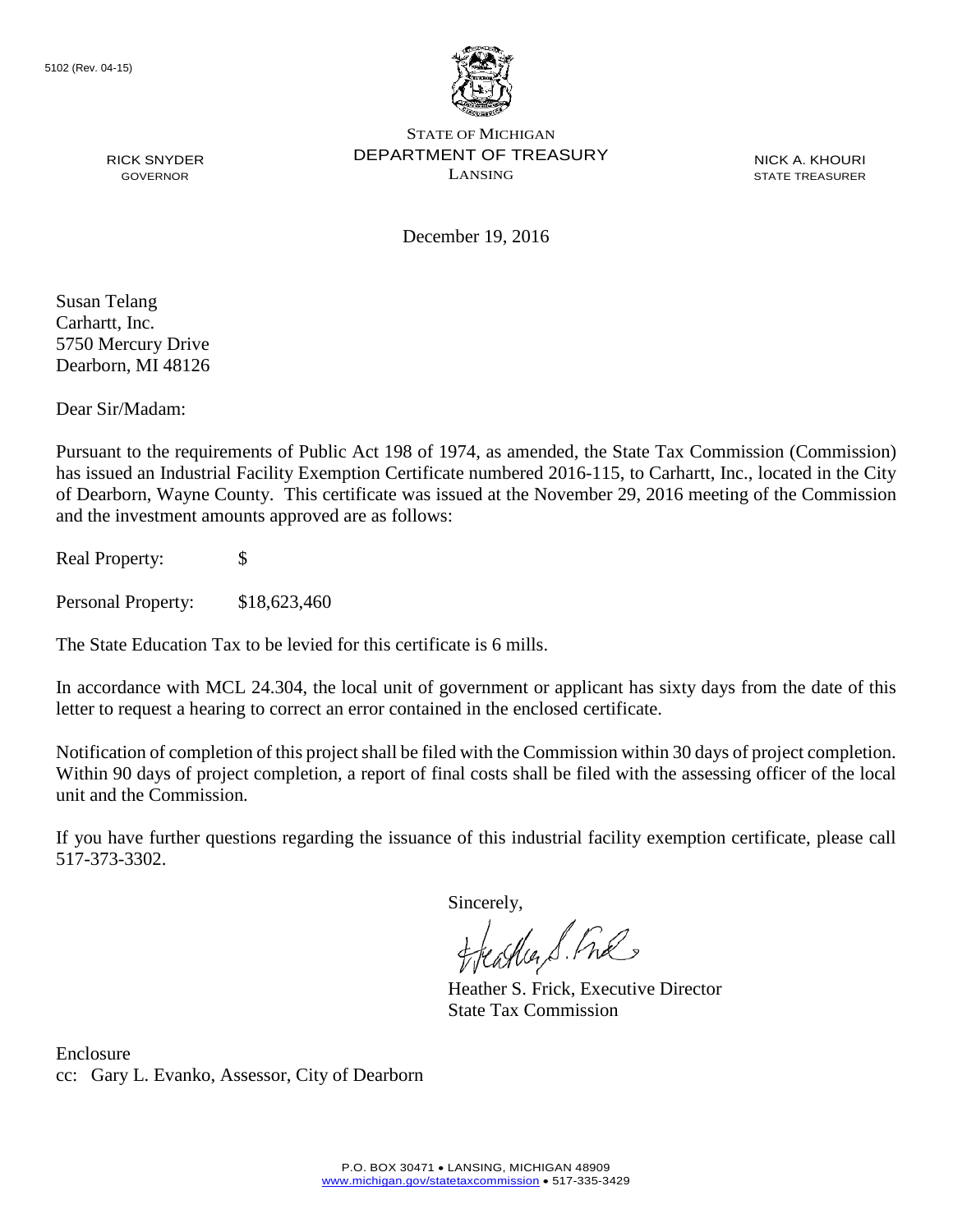5102 (Rev. 04-15)

STATE OF MICHIGAN
DEPARTMENT OF TREASURY
LANSING

RICK SNYDER
GOVERNOR

NICK A. KHOURI
STATE TREASURER

December 19, 2016

Susan Telang
Carhartt, Inc.
5750 Mercury Drive
Dearborn, MI 48126

Dear Sir/Madam:

Pursuant to the requirements of Public Act 198 of 1974, as amended, the State Tax Commission (Commission) has issued an Industrial Facility Exemption Certificate numbered 2016-115, to Carhartt, Inc., located in the City of Dearborn, Wayne County. This certificate was issued at the November 29, 2016 meeting of the Commission and the investment amounts approved are as follows:

Real Property: $

Personal Property: $18,623,460

The State Education Tax to be levied for this certificate is 6 mills.

In accordance with MCL 24.304, the local unit of government or applicant has sixty days from the date of this letter to request a hearing to correct an error contained in the enclosed certificate.

Notification of completion of this project shall be filed with the Commission within 30 days of project completion. Within 90 days of project completion, a report of final costs shall be filed with the assessing officer of the local unit and the Commission.

If you have further questions regarding the issuance of this industrial facility exemption certificate, please call 517-373-3302.

Sincerely,

Heather S. Frick, Executive Director
State Tax Commission

Enclosure
cc: Gary L. Evanko, Assessor, City of Dearborn

P.O. BOX 30471 • LANSING, MICHIGAN 48909
www.michigan.gov/statetaxcommission • 517-335-3429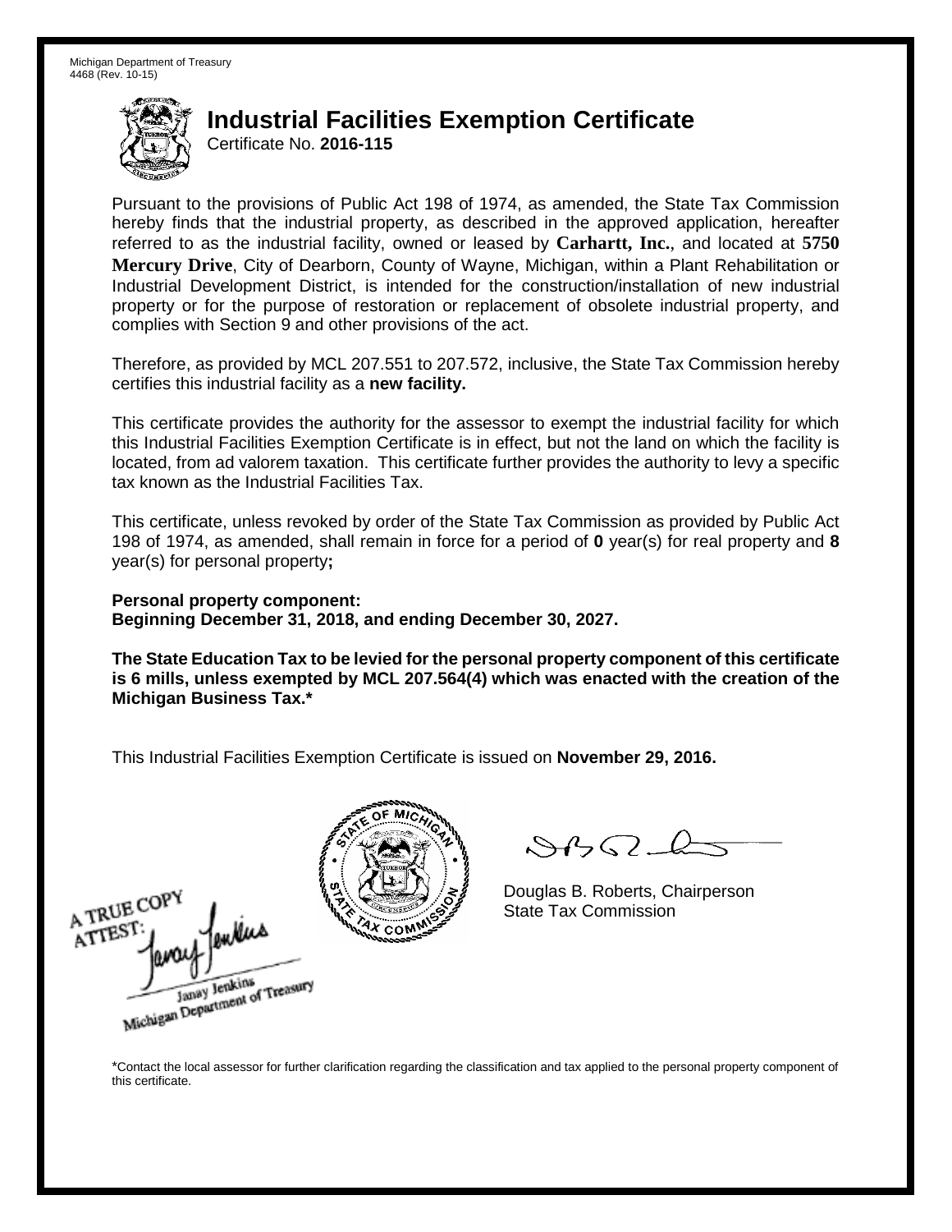Michigan Department of Treasury
4468 (Rev. 10-15)

# Industrial Facilities Exemption Certificate

Certificate No. **2016-115**

Pursuant to the provisions of Public Act 198 of 1974, as amended, the State Tax Commission hereby finds that the industrial property, as described in the approved application, hereafter referred to as the industrial facility, owned or leased by **Carhartt, Inc.**, and located at **5750 Mercury Drive**, City of Dearborn, County of Wayne, Michigan, within a Plant Rehabilitation or Industrial Development District, is intended for the construction/installation of new industrial property or for the purpose of restoration or replacement of obsolete industrial property, and complies with Section 9 and other provisions of the act.

Therefore, as provided by MCL 207.551 to 207.572, inclusive, the State Tax Commission hereby certifies this industrial facility as a **new facility.**

This certificate provides the authority for the assessor to exempt the industrial facility for which this Industrial Facilities Exemption Certificate is in effect, but not the land on which the facility is located, from ad valorem taxation. This certificate further provides the authority to levy a specific tax known as the Industrial Facilities Tax.

This certificate, unless revoked by order of the State Tax Commission as provided by Public Act 198 of 1974, as amended, shall remain in force for a period of **0** year(s) for real property and **8** year(s) for personal property**;**

**Personal property component:**
**Beginning December 31, 2018, and ending December 30, 2027.**

**The State Education Tax to be levied for the personal property component of this certificate is 6 mills, unless exempted by MCL 207.564(4) which was enacted with the creation of the Michigan Business Tax.***

This Industrial Facilities Exemption Certificate is issued on **November 29, 2016.**

A TRUE COPY
ATTEST:
Janay Jenkins
Michigan Department of Treasury

Douglas B. Roberts, Chairperson
State Tax Commission

*Contact the local assessor for further clarification regarding the classification and tax applied to the personal property component of this certificate.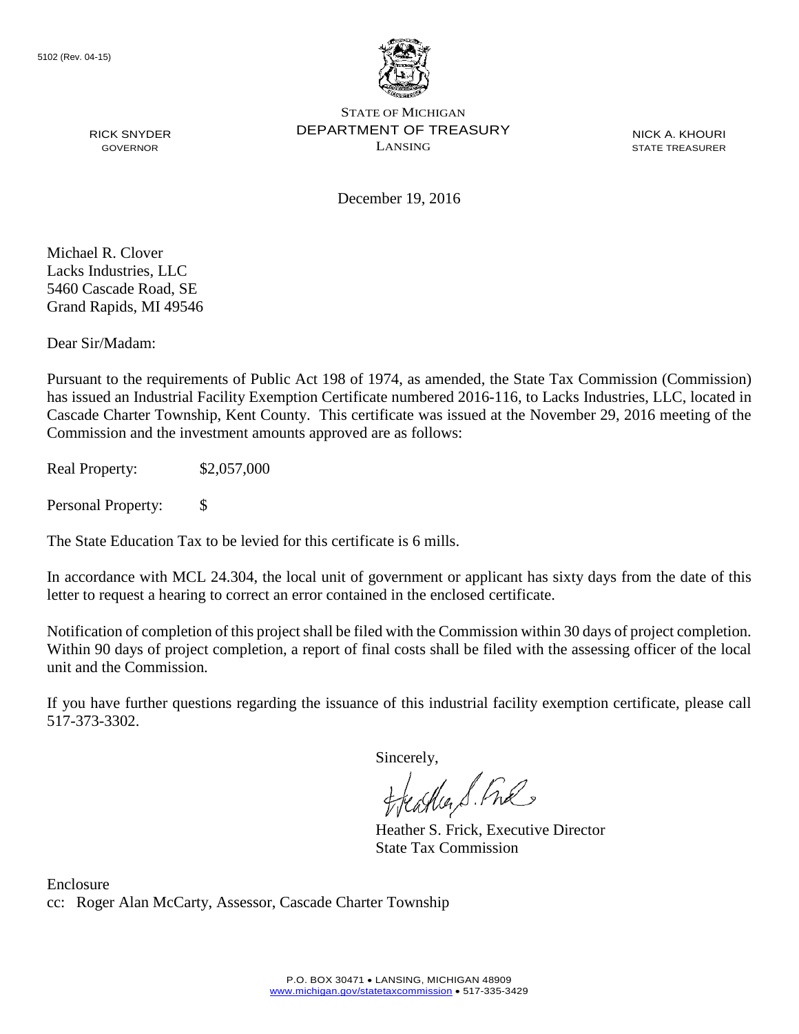5102 (Rev. 04-15)

STATE OF MICHIGAN
DEPARTMENT OF TREASURY
LANSING

RICK SNYDER
GOVERNOR

NICK A. KHOURI
STATE TREASURER

December 19, 2016

Michael R. Clover
Lacks Industries, LLC
5460 Cascade Road, SE
Grand Rapids, MI 49546

Dear Sir/Madam:

Pursuant to the requirements of Public Act 198 of 1974, as amended, the State Tax Commission (Commission) has issued an Industrial Facility Exemption Certificate numbered 2016-116, to Lacks Industries, LLC, located in Cascade Charter Township, Kent County. This certificate was issued at the November 29, 2016 meeting of the Commission and the investment amounts approved are as follows:

Real Property: $2,057,000

Personal Property: $

The State Education Tax to be levied for this certificate is 6 mills.

In accordance with MCL 24.304, the local unit of government or applicant has sixty days from the date of this letter to request a hearing to correct an error contained in the enclosed certificate.

Notification of completion of this project shall be filed with the Commission within 30 days of project completion. Within 90 days of project completion, a report of final costs shall be filed with the assessing officer of the local unit and the Commission.

If you have further questions regarding the issuance of this industrial facility exemption certificate, please call 517-373-3302.

Sincerely,

Heather S. Frick, Executive Director
State Tax Commission

Enclosure
cc: Roger Alan McCarty, Assessor, Cascade Charter Township

P.O. BOX 30471 • LANSING, MICHIGAN 48909
www.michigan.gov/statetaxcommission • 517-335-3429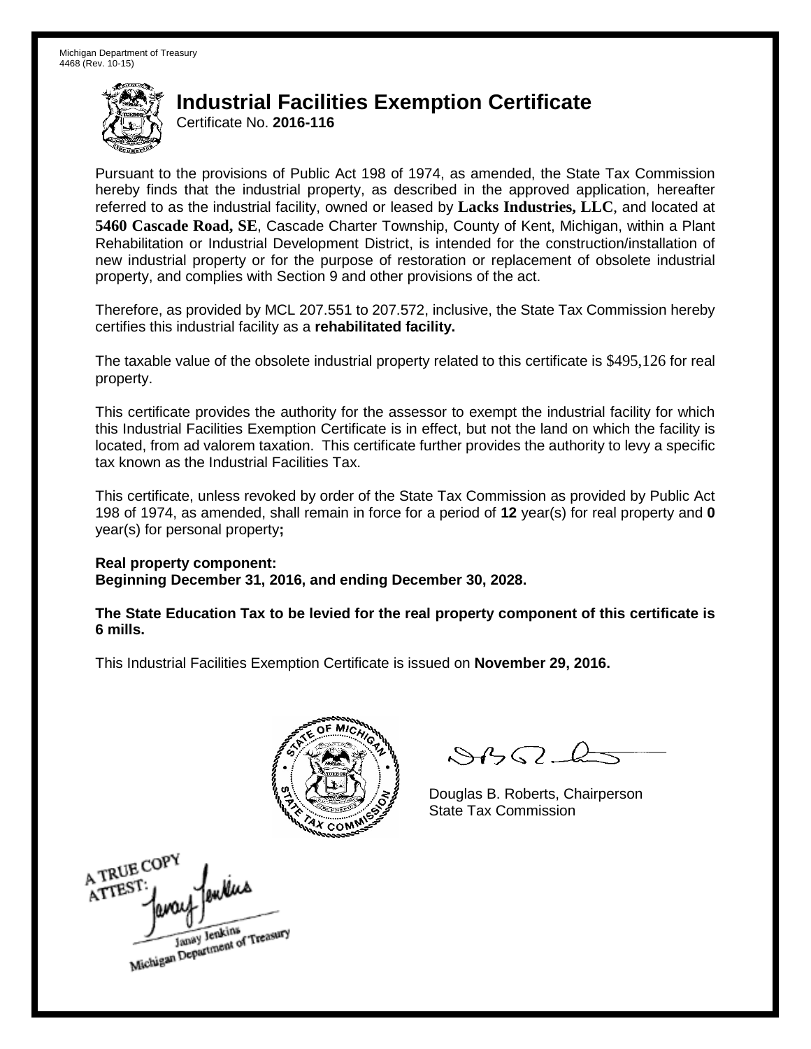Michigan Department of Treasury
4468 (Rev. 10-15)

# Industrial Facilities Exemption Certificate

Certificate No. **2016-116**

Pursuant to the provisions of Public Act 198 of 1974, as amended, the State Tax Commission hereby finds that the industrial property, as described in the approved application, hereafter referred to as the industrial facility, owned or leased by **Lacks Industries, LLC**, and located at **5460 Cascade Road, SE**, Cascade Charter Township, County of Kent, Michigan, within a Plant Rehabilitation or Industrial Development District, is intended for the construction/installation of new industrial property or for the purpose of restoration or replacement of obsolete industrial property, and complies with Section 9 and other provisions of the act.

Therefore, as provided by MCL 207.551 to 207.572, inclusive, the State Tax Commission hereby certifies this industrial facility as a **rehabilitated facility.**

The taxable value of the obsolete industrial property related to this certificate is $495,126 for real property.

This certificate provides the authority for the assessor to exempt the industrial facility for which this Industrial Facilities Exemption Certificate is in effect, but not the land on which the facility is located, from ad valorem taxation. This certificate further provides the authority to levy a specific tax known as the Industrial Facilities Tax.

This certificate, unless revoked by order of the State Tax Commission as provided by Public Act 198 of 1974, as amended, shall remain in force for a period of **12** year(s) for real property and **0** year(s) for personal property**;**

**Real property component:**
**Beginning December 31, 2016, and ending December 30, 2028.**

**The State Education Tax to be levied for the real property component of this certificate is 6 mills.**

This Industrial Facilities Exemption Certificate is issued on **November 29, 2016.**

Douglas B. Roberts, Chairperson
State Tax Commission

A TRUE COPY
ATTEST:
Janay Jenkins
Michigan Department of Treasury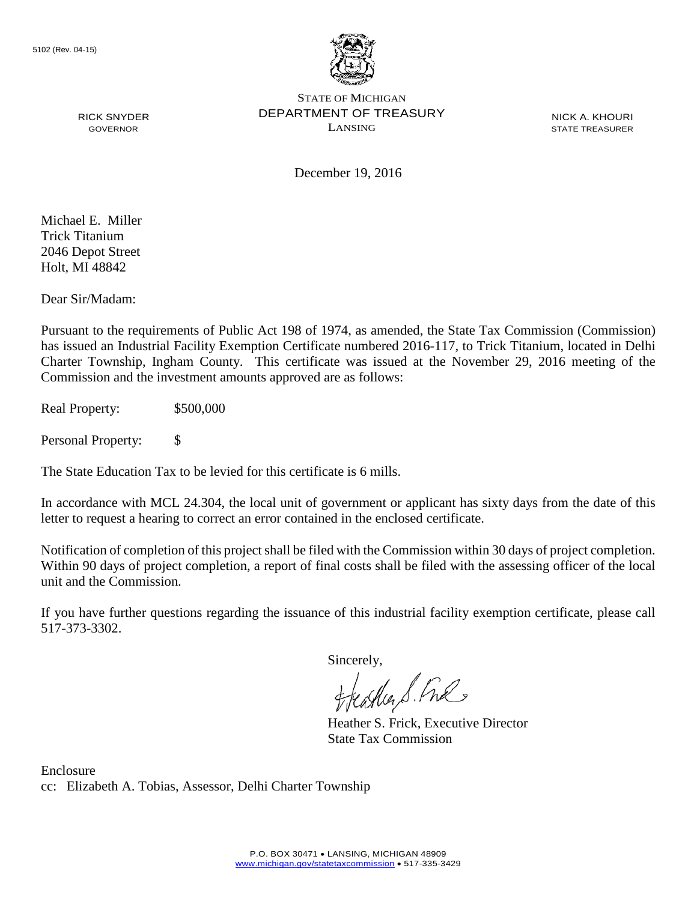5102 (Rev. 04-15)

STATE OF MICHIGAN
DEPARTMENT OF TREASURY
LANSING

RICK SNYDER
GOVERNOR

NICK A. KHOURI
STATE TREASURER

December 19, 2016

Michael E. Miller
Trick Titanium
2046 Depot Street
Holt, MI 48842

Dear Sir/Madam:

Pursuant to the requirements of Public Act 198 of 1974, as amended, the State Tax Commission (Commission) has issued an Industrial Facility Exemption Certificate numbered 2016-117, to Trick Titanium, located in Delhi Charter Township, Ingham County. This certificate was issued at the November 29, 2016 meeting of the Commission and the investment amounts approved are as follows:

Real Property: $500,000

Personal Property: $

The State Education Tax to be levied for this certificate is 6 mills.

In accordance with MCL 24.304, the local unit of government or applicant has sixty days from the date of this letter to request a hearing to correct an error contained in the enclosed certificate.

Notification of completion of this project shall be filed with the Commission within 30 days of project completion. Within 90 days of project completion, a report of final costs shall be filed with the assessing officer of the local unit and the Commission.

If you have further questions regarding the issuance of this industrial facility exemption certificate, please call 517-373-3302.

Sincerely,

Heather S. Frick, Executive Director
State Tax Commission

Enclosure
cc: Elizabeth A. Tobias, Assessor, Delhi Charter Township

P.O. BOX 30471 • LANSING, MICHIGAN 48909
www.michigan.gov/statetaxcommission • 517-335-3429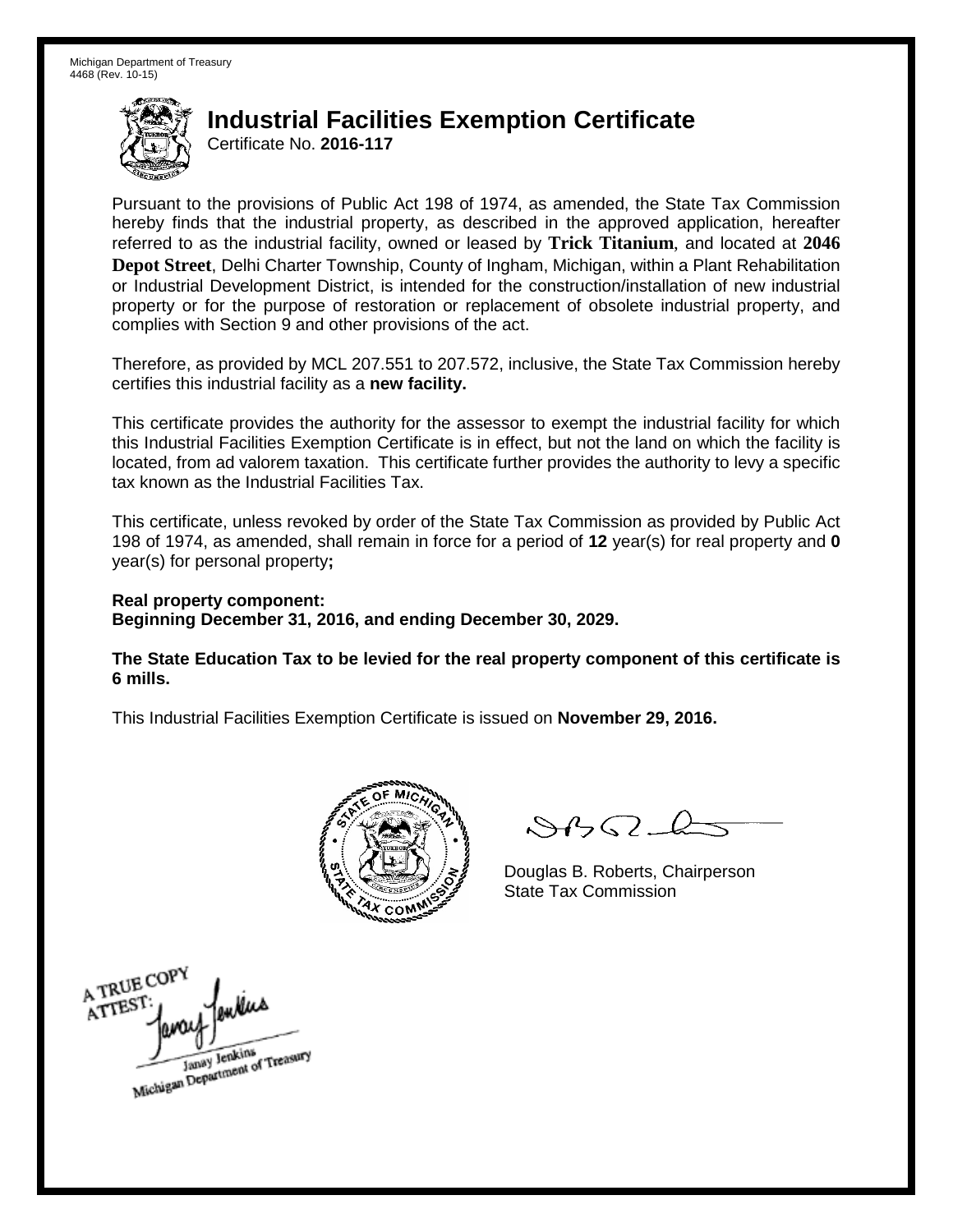Michigan Department of Treasury
4468 (Rev. 10-15)

# Industrial Facilities Exemption Certificate

Certificate No. **2016-117**

Pursuant to the provisions of Public Act 198 of 1974, as amended, the State Tax Commission hereby finds that the industrial property, as described in the approved application, hereafter referred to as the industrial facility, owned or leased by **Trick Titanium**, and located at **2046 Depot Street**, Delhi Charter Township, County of Ingham, Michigan, within a Plant Rehabilitation or Industrial Development District, is intended for the construction/installation of new industrial property or for the purpose of restoration or replacement of obsolete industrial property, and complies with Section 9 and other provisions of the act.

Therefore, as provided by MCL 207.551 to 207.572, inclusive, the State Tax Commission hereby certifies this industrial facility as a **new facility.**

This certificate provides the authority for the assessor to exempt the industrial facility for which this Industrial Facilities Exemption Certificate is in effect, but not the land on which the facility is located, from ad valorem taxation. This certificate further provides the authority to levy a specific tax known as the Industrial Facilities Tax.

This certificate, unless revoked by order of the State Tax Commission as provided by Public Act 198 of 1974, as amended, shall remain in force for a period of **12** year(s) for real property and **0** year(s) for personal property**;**

**Real property component:**
**Beginning December 31, 2016, and ending December 30, 2029.**

**The State Education Tax to be levied for the real property component of this certificate is 6 mills.**

This Industrial Facilities Exemption Certificate is issued on **November 29, 2016.**

Douglas B. Roberts, Chairperson
State Tax Commission

A TRUE COPY
ATTEST:
Janay Jenkins
Michigan Department of Treasury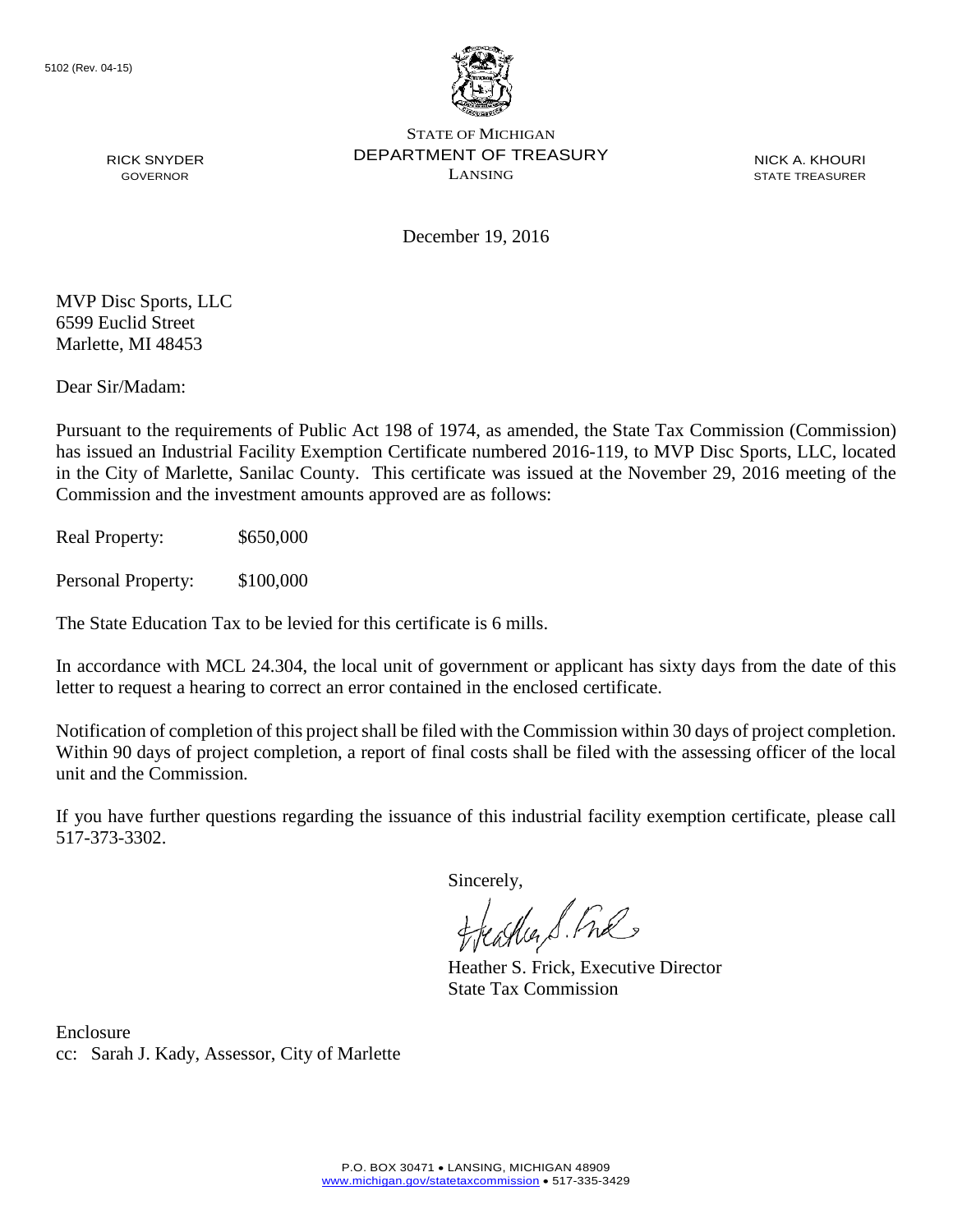5102 (Rev. 04-15)

STATE OF MICHIGAN
DEPARTMENT OF TREASURY
LANSING

RICK SNYDER
GOVERNOR

NICK A. KHOURI
STATE TREASURER

December 19, 2016

MVP Disc Sports, LLC
6599 Euclid Street
Marlette, MI 48453

Dear Sir/Madam:

Pursuant to the requirements of Public Act 198 of 1974, as amended, the State Tax Commission (Commission) has issued an Industrial Facility Exemption Certificate numbered 2016-119, to MVP Disc Sports, LLC, located in the City of Marlette, Sanilac County. This certificate was issued at the November 29, 2016 meeting of the Commission and the investment amounts approved are as follows:

Real Property: $650,000

Personal Property: $100,000

The State Education Tax to be levied for this certificate is 6 mills.

In accordance with MCL 24.304, the local unit of government or applicant has sixty days from the date of this letter to request a hearing to correct an error contained in the enclosed certificate.

Notification of completion of this project shall be filed with the Commission within 30 days of project completion. Within 90 days of project completion, a report of final costs shall be filed with the assessing officer of the local unit and the Commission.

If you have further questions regarding the issuance of this industrial facility exemption certificate, please call 517-373-3302.

Sincerely,

Heather S. Frick, Executive Director
State Tax Commission

Enclosure
cc: Sarah J. Kady, Assessor, City of Marlette

P.O. BOX 30471 • LANSING, MICHIGAN 48909
www.michigan.gov/statetaxcommission • 517-335-3429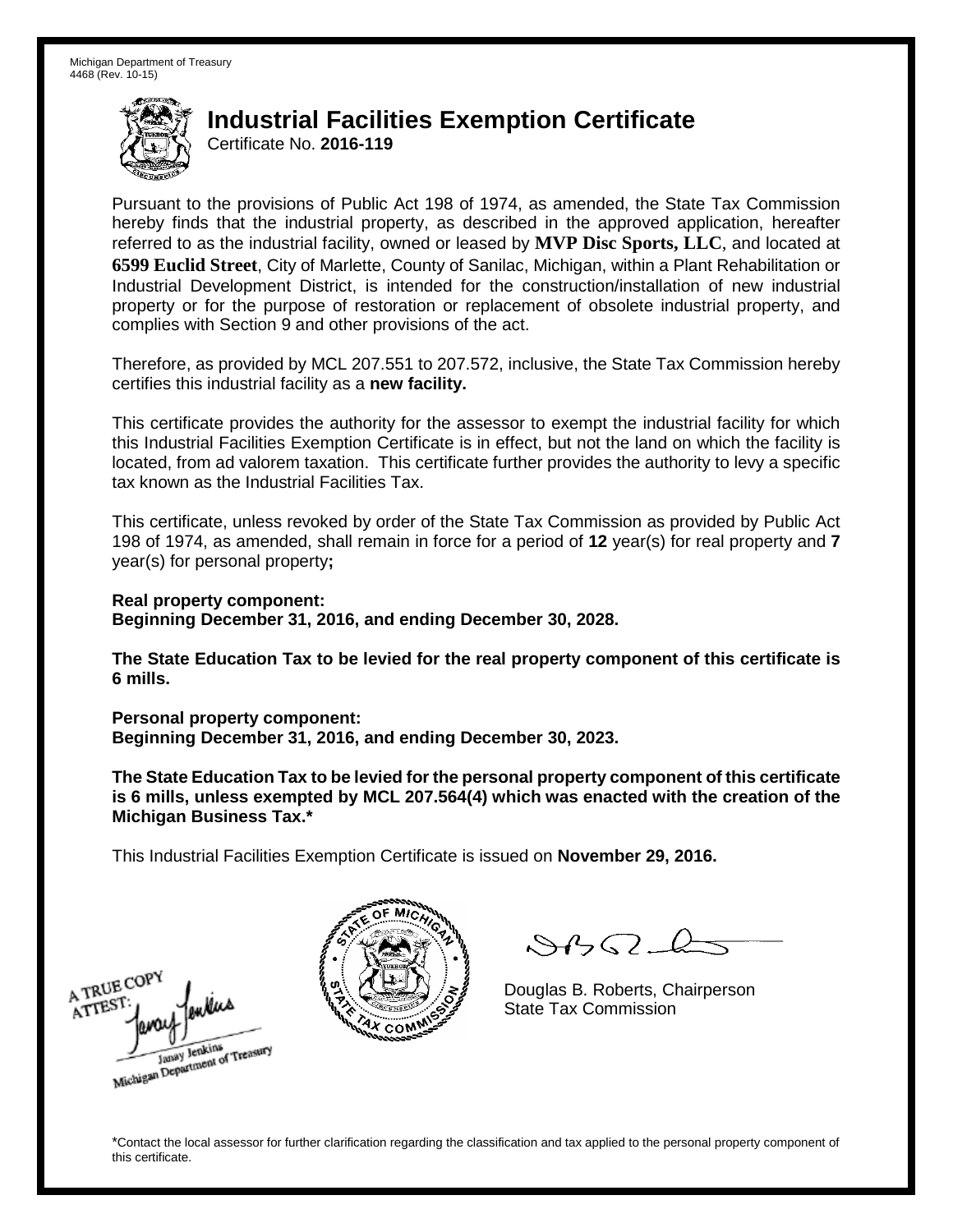Michigan Department of Treasury
4468 (Rev. 10-15)

# Industrial Facilities Exemption Certificate

Certificate No. **2016-119**

Pursuant to the provisions of Public Act 198 of 1974, as amended, the State Tax Commission hereby finds that the industrial property, as described in the approved application, hereafter referred to as the industrial facility, owned or leased by **MVP Disc Sports, LLC**, and located at **6599 Euclid Street**, City of Marlette, County of Sanilac, Michigan, within a Plant Rehabilitation or Industrial Development District, is intended for the construction/installation of new industrial property or for the purpose of restoration or replacement of obsolete industrial property, and complies with Section 9 and other provisions of the act.

Therefore, as provided by MCL 207.551 to 207.572, inclusive, the State Tax Commission hereby certifies this industrial facility as a **new facility.**

This certificate provides the authority for the assessor to exempt the industrial facility for which this Industrial Facilities Exemption Certificate is in effect, but not the land on which the facility is located, from ad valorem taxation. This certificate further provides the authority to levy a specific tax known as the Industrial Facilities Tax.

This certificate, unless revoked by order of the State Tax Commission as provided by Public Act 198 of 1974, as amended, shall remain in force for a period of **12** year(s) for real property and **7** year(s) for personal property**;**

**Real property component:**
**Beginning December 31, 2016, and ending December 30, 2028.**

**The State Education Tax to be levied for the real property component of this certificate is 6 mills.**

**Personal property component:**
**Beginning December 31, 2016, and ending December 30, 2023.**

**The State Education Tax to be levied for the personal property component of this certificate is 6 mills, unless exempted by MCL 207.564(4) which was enacted with the creation of the Michigan Business Tax.***

This Industrial Facilities Exemption Certificate is issued on **November 29, 2016.**

A TRUE COPY
ATTEST:
Janay Jenkins
Michigan Department of Treasury

Douglas B. Roberts, Chairperson
State Tax Commission

*Contact the local assessor for further clarification regarding the classification and tax applied to the personal property component of this certificate.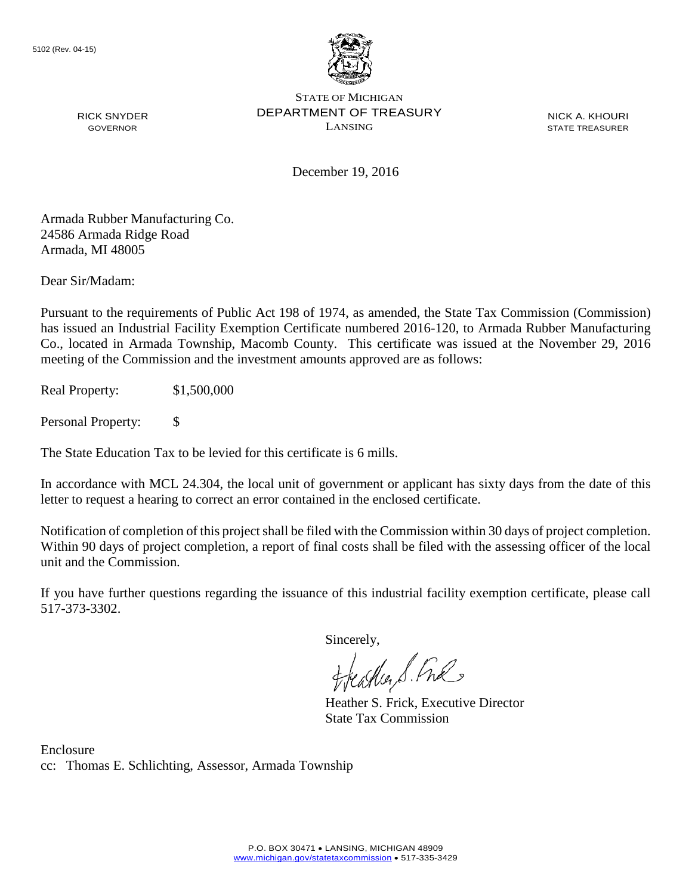5102 (Rev. 04-15)

STATE OF MICHIGAN
DEPARTMENT OF TREASURY
LANSING

RICK SNYDER
GOVERNOR

NICK A. KHOURI
STATE TREASURER

December 19, 2016

Armada Rubber Manufacturing Co.
24586 Armada Ridge Road
Armada, MI 48005

Dear Sir/Madam:

Pursuant to the requirements of Public Act 198 of 1974, as amended, the State Tax Commission (Commission) has issued an Industrial Facility Exemption Certificate numbered 2016-120, to Armada Rubber Manufacturing Co., located in Armada Township, Macomb County. This certificate was issued at the November 29, 2016 meeting of the Commission and the investment amounts approved are as follows:

Real Property: $1,500,000

Personal Property: $

The State Education Tax to be levied for this certificate is 6 mills.

In accordance with MCL 24.304, the local unit of government or applicant has sixty days from the date of this letter to request a hearing to correct an error contained in the enclosed certificate.

Notification of completion of this project shall be filed with the Commission within 30 days of project completion. Within 90 days of project completion, a report of final costs shall be filed with the assessing officer of the local unit and the Commission.

If you have further questions regarding the issuance of this industrial facility exemption certificate, please call 517-373-3302.

Sincerely,

Heather S. Frick, Executive Director
State Tax Commission

Enclosure
cc: Thomas E. Schlichting, Assessor, Armada Township

P.O. BOX 30471 • LANSING, MICHIGAN 48909
www.michigan.gov/statetaxcommission • 517-335-3429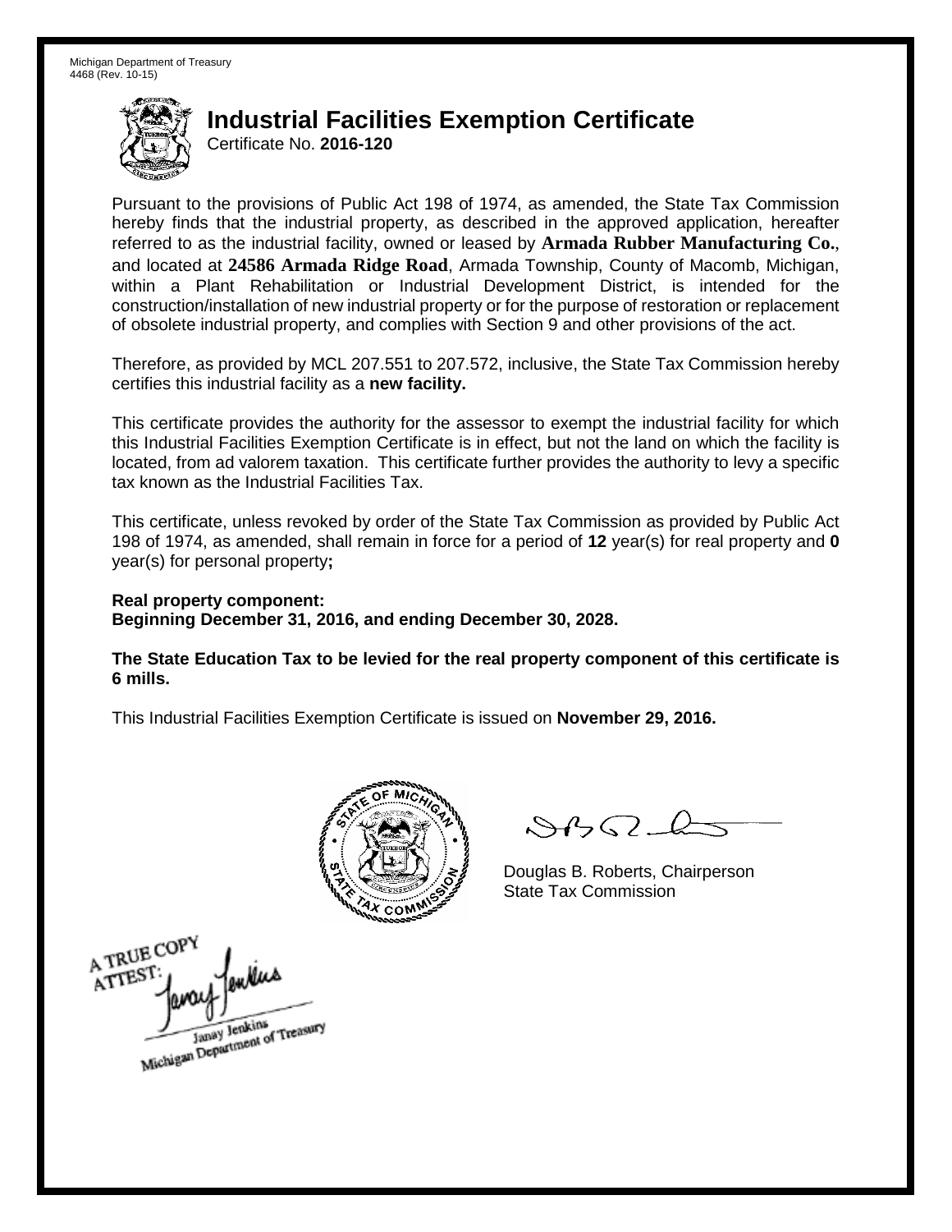Michigan Department of Treasury
4468 (Rev. 10-15)

# Industrial Facilities Exemption Certificate

Certificate No. **2016-120**

Pursuant to the provisions of Public Act 198 of 1974, as amended, the State Tax Commission hereby finds that the industrial property, as described in the approved application, hereafter referred to as the industrial facility, owned or leased by **Armada Rubber Manufacturing Co.**, and located at **24586 Armada Ridge Road**, Armada Township, County of Macomb, Michigan, within a Plant Rehabilitation or Industrial Development District, is intended for the construction/installation of new industrial property or for the purpose of restoration or replacement of obsolete industrial property, and complies with Section 9 and other provisions of the act.

Therefore, as provided by MCL 207.551 to 207.572, inclusive, the State Tax Commission hereby certifies this industrial facility as a **new facility.**

This certificate provides the authority for the assessor to exempt the industrial facility for which this Industrial Facilities Exemption Certificate is in effect, but not the land on which the facility is located, from ad valorem taxation. This certificate further provides the authority to levy a specific tax known as the Industrial Facilities Tax.

This certificate, unless revoked by order of the State Tax Commission as provided by Public Act 198 of 1974, as amended, shall remain in force for a period of **12** year(s) for real property and **0** year(s) for personal property**;**

**Real property component:**
**Beginning December 31, 2016, and ending December 30, 2028.**

**The State Education Tax to be levied for the real property component of this certificate is 6 mills.**

This Industrial Facilities Exemption Certificate is issued on **November 29, 2016.**

Douglas B. Roberts, Chairperson
State Tax Commission

A TRUE COPY
ATTEST:
Janay Jenkins
Michigan Department of Treasury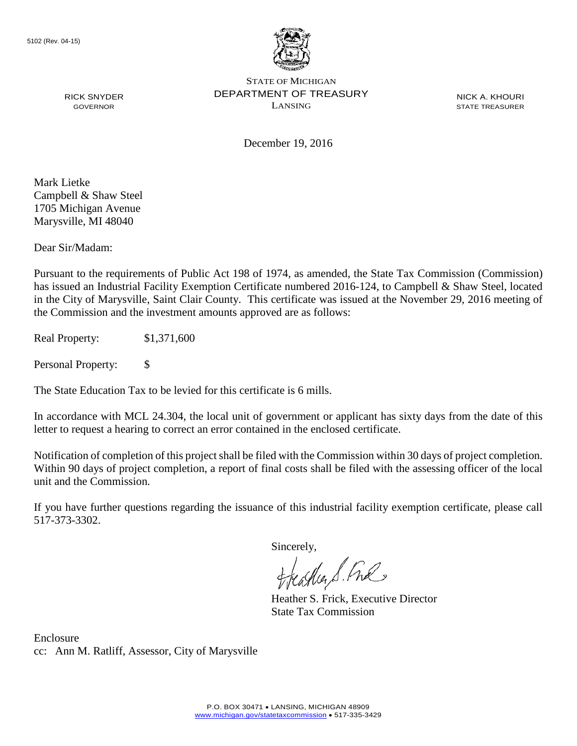5102 (Rev. 04-15)

STATE OF MICHIGAN
DEPARTMENT OF TREASURY
LANSING

RICK SNYDER
GOVERNOR

NICK A. KHOURI
STATE TREASURER

December 19, 2016

Mark Lietke
Campbell & Shaw Steel
1705 Michigan Avenue
Marysville, MI 48040

Dear Sir/Madam:

Pursuant to the requirements of Public Act 198 of 1974, as amended, the State Tax Commission (Commission) has issued an Industrial Facility Exemption Certificate numbered 2016-124, to Campbell & Shaw Steel, located in the City of Marysville, Saint Clair County. This certificate was issued at the November 29, 2016 meeting of the Commission and the investment amounts approved are as follows:

Real Property: $1,371,600

Personal Property: $

The State Education Tax to be levied for this certificate is 6 mills.

In accordance with MCL 24.304, the local unit of government or applicant has sixty days from the date of this letter to request a hearing to correct an error contained in the enclosed certificate.

Notification of completion of this project shall be filed with the Commission within 30 days of project completion. Within 90 days of project completion, a report of final costs shall be filed with the assessing officer of the local unit and the Commission.

If you have further questions regarding the issuance of this industrial facility exemption certificate, please call 517-373-3302.

Sincerely,

Heather S. Frick, Executive Director
State Tax Commission

Enclosure
cc: Ann M. Ratliff, Assessor, City of Marysville

P.O. BOX 30471 • LANSING, MICHIGAN 48909
www.michigan.gov/statetaxcommission • 517-335-3429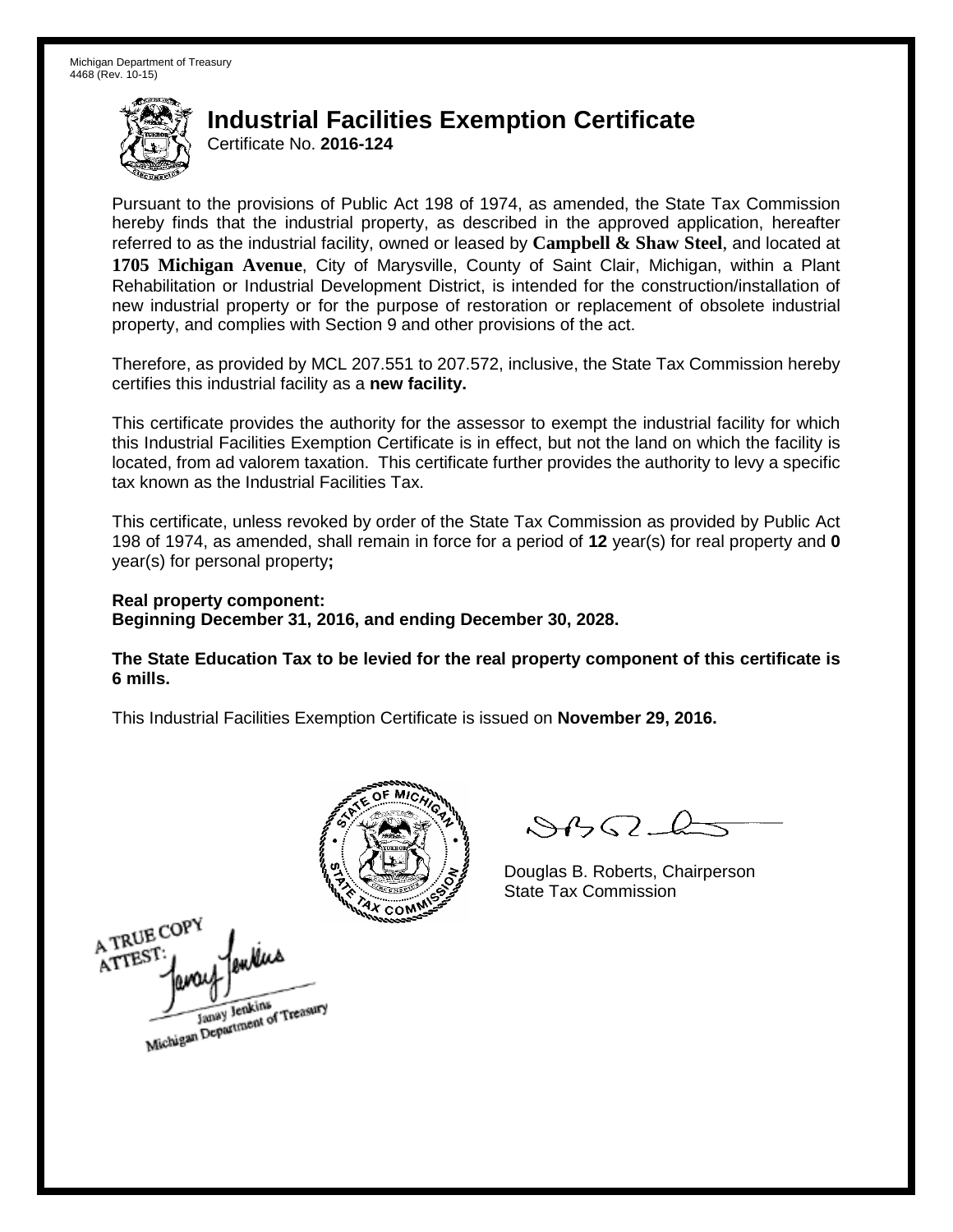Michigan Department of Treasury
4468 (Rev. 10-15)

# Industrial Facilities Exemption Certificate

Certificate No. **2016-124**

Pursuant to the provisions of Public Act 198 of 1974, as amended, the State Tax Commission hereby finds that the industrial property, as described in the approved application, hereafter referred to as the industrial facility, owned or leased by **Campbell & Shaw Steel**, and located at **1705 Michigan Avenue**, City of Marysville, County of Saint Clair, Michigan, within a Plant Rehabilitation or Industrial Development District, is intended for the construction/installation of new industrial property or for the purpose of restoration or replacement of obsolete industrial property, and complies with Section 9 and other provisions of the act.

Therefore, as provided by MCL 207.551 to 207.572, inclusive, the State Tax Commission hereby certifies this industrial facility as a **new facility.**

This certificate provides the authority for the assessor to exempt the industrial facility for which this Industrial Facilities Exemption Certificate is in effect, but not the land on which the facility is located, from ad valorem taxation. This certificate further provides the authority to levy a specific tax known as the Industrial Facilities Tax.

This certificate, unless revoked by order of the State Tax Commission as provided by Public Act 198 of 1974, as amended, shall remain in force for a period of **12** year(s) for real property and **0** year(s) for personal property**;**

**Real property component:**
**Beginning December 31, 2016, and ending December 30, 2028.**

**The State Education Tax to be levied for the real property component of this certificate is 6 mills.**

This Industrial Facilities Exemption Certificate is issued on **November 29, 2016.**

Douglas B. Roberts, Chairperson
State Tax Commission

A TRUE COPY
ATTEST:
Janay Jenkins
Michigan Department of Treasury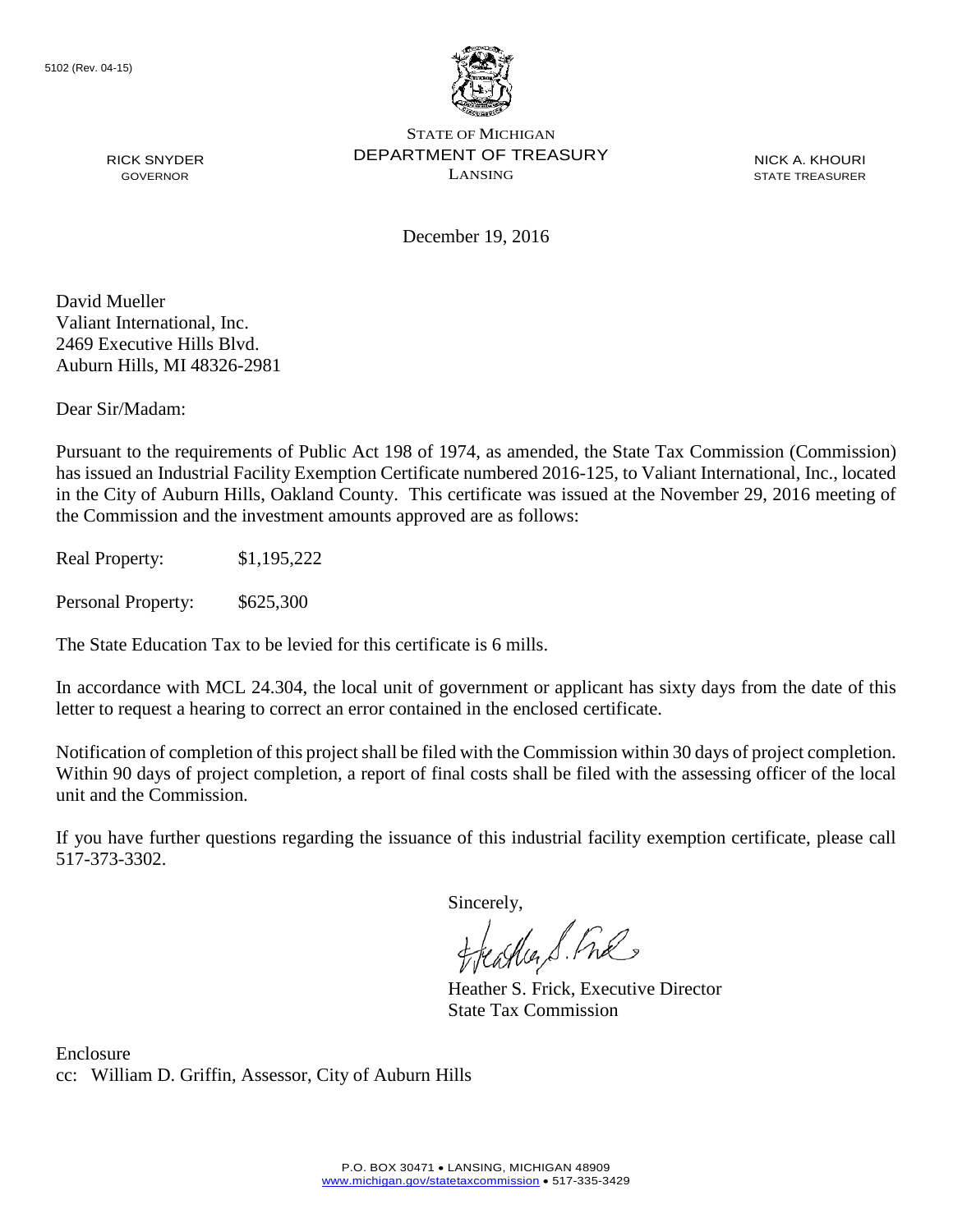5102 (Rev. 04-15)

STATE OF MICHIGAN
DEPARTMENT OF TREASURY
LANSING

RICK SNYDER
GOVERNOR

NICK A. KHOURI
STATE TREASURER

December 19, 2016

David Mueller
Valiant International, Inc.
2469 Executive Hills Blvd.
Auburn Hills, MI 48326-2981

Dear Sir/Madam:

Pursuant to the requirements of Public Act 198 of 1974, as amended, the State Tax Commission (Commission) has issued an Industrial Facility Exemption Certificate numbered 2016-125, to Valiant International, Inc., located in the City of Auburn Hills, Oakland County. This certificate was issued at the November 29, 2016 meeting of the Commission and the investment amounts approved are as follows:

Real Property: $1,195,222

Personal Property: $625,300

The State Education Tax to be levied for this certificate is 6 mills.

In accordance with MCL 24.304, the local unit of government or applicant has sixty days from the date of this letter to request a hearing to correct an error contained in the enclosed certificate.

Notification of completion of this project shall be filed with the Commission within 30 days of project completion. Within 90 days of project completion, a report of final costs shall be filed with the assessing officer of the local unit and the Commission.

If you have further questions regarding the issuance of this industrial facility exemption certificate, please call 517-373-3302.

Sincerely,

Heather S. Frick, Executive Director
State Tax Commission

Enclosure
cc: William D. Griffin, Assessor, City of Auburn Hills

P.O. BOX 30471 • LANSING, MICHIGAN 48909
www.michigan.gov/statetaxcommission • 517-335-3429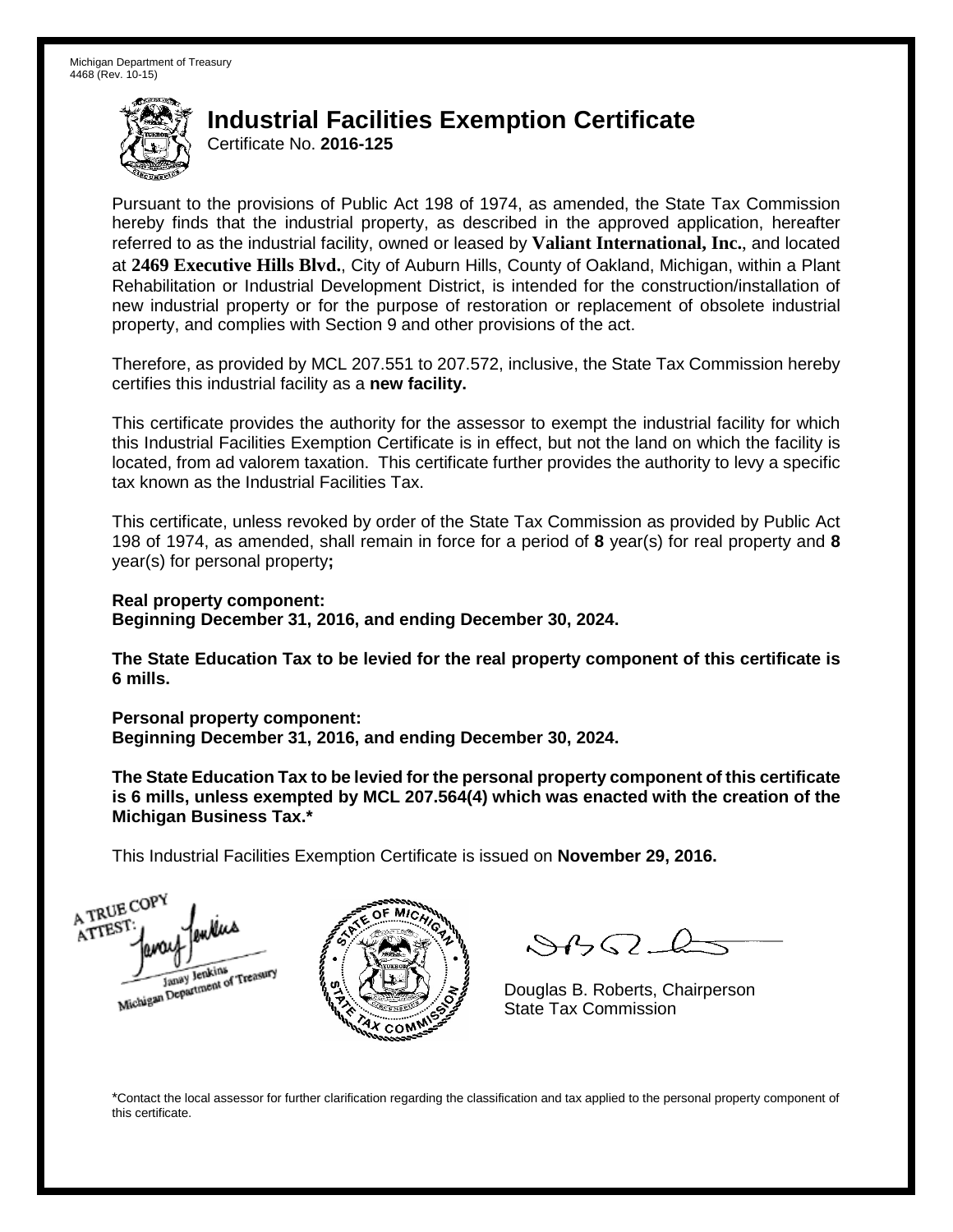Michigan Department of Treasury
4468 (Rev. 10-15)

# Industrial Facilities Exemption Certificate

Certificate No. **2016-125**

Pursuant to the provisions of Public Act 198 of 1974, as amended, the State Tax Commission hereby finds that the industrial property, as described in the approved application, hereafter referred to as the industrial facility, owned or leased by **Valiant International, Inc.**, and located at **2469 Executive Hills Blvd.**, City of Auburn Hills, County of Oakland, Michigan, within a Plant Rehabilitation or Industrial Development District, is intended for the construction/installation of new industrial property or for the purpose of restoration or replacement of obsolete industrial property, and complies with Section 9 and other provisions of the act.

Therefore, as provided by MCL 207.551 to 207.572, inclusive, the State Tax Commission hereby certifies this industrial facility as a **new facility.**

This certificate provides the authority for the assessor to exempt the industrial facility for which this Industrial Facilities Exemption Certificate is in effect, but not the land on which the facility is located, from ad valorem taxation. This certificate further provides the authority to levy a specific tax known as the Industrial Facilities Tax.

This certificate, unless revoked by order of the State Tax Commission as provided by Public Act 198 of 1974, as amended, shall remain in force for a period of **8** year(s) for real property and **8** year(s) for personal property**;**

**Real property component:**
**Beginning December 31, 2016, and ending December 30, 2024.**

**The State Education Tax to be levied for the real property component of this certificate is 6 mills.**

**Personal property component:**
**Beginning December 31, 2016, and ending December 30, 2024.**

**The State Education Tax to be levied for the personal property component of this certificate is 6 mills, unless exempted by MCL 207.564(4) which was enacted with the creation of the Michigan Business Tax.***

This Industrial Facilities Exemption Certificate is issued on **November 29, 2016.**

A TRUE COPY
ATTEST:
Janay Jenkins
Michigan Department of Treasury

Douglas B. Roberts, Chairperson
State Tax Commission

*Contact the local assessor for further clarification regarding the classification and tax applied to the personal property component of this certificate.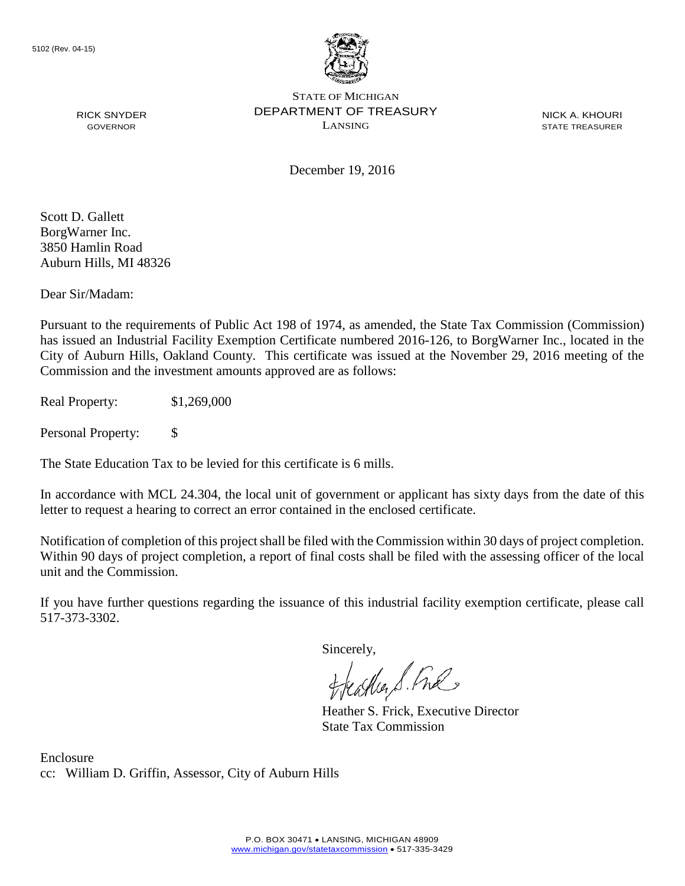5102 (Rev. 04-15)

STATE OF MICHIGAN
DEPARTMENT OF TREASURY
LANSING

RICK SNYDER
GOVERNOR

NICK A. KHOURI
STATE TREASURER

December 19, 2016

Scott D. Gallett
BorgWarner Inc.
3850 Hamlin Road
Auburn Hills, MI 48326

Dear Sir/Madam:

Pursuant to the requirements of Public Act 198 of 1974, as amended, the State Tax Commission (Commission) has issued an Industrial Facility Exemption Certificate numbered 2016-126, to BorgWarner Inc., located in the City of Auburn Hills, Oakland County. This certificate was issued at the November 29, 2016 meeting of the Commission and the investment amounts approved are as follows:

Real Property: $1,269,000

Personal Property: $

The State Education Tax to be levied for this certificate is 6 mills.

In accordance with MCL 24.304, the local unit of government or applicant has sixty days from the date of this letter to request a hearing to correct an error contained in the enclosed certificate.

Notification of completion of this project shall be filed with the Commission within 30 days of project completion. Within 90 days of project completion, a report of final costs shall be filed with the assessing officer of the local unit and the Commission.

If you have further questions regarding the issuance of this industrial facility exemption certificate, please call 517-373-3302.

Sincerely,

Heather S. Frick, Executive Director
State Tax Commission

Enclosure
cc: William D. Griffin, Assessor, City of Auburn Hills

P.O. BOX 30471 • LANSING, MICHIGAN 48909
www.michigan.gov/statetaxcommission • 517-335-3429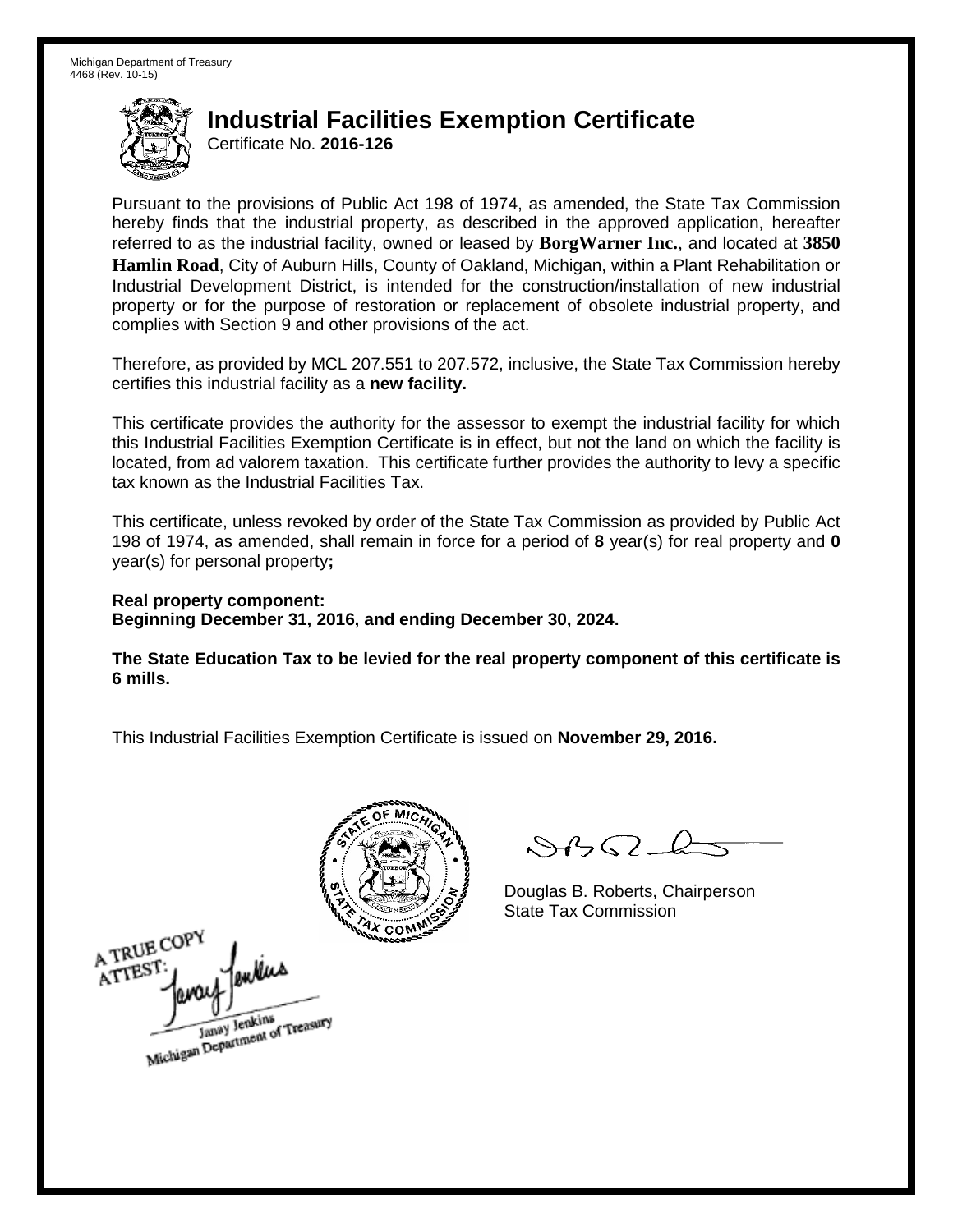Michigan Department of Treasury
4468 (Rev. 10-15)

# Industrial Facilities Exemption Certificate

Certificate No. **2016-126**

Pursuant to the provisions of Public Act 198 of 1974, as amended, the State Tax Commission hereby finds that the industrial property, as described in the approved application, hereafter referred to as the industrial facility, owned or leased by **BorgWarner Inc.**, and located at **3850 Hamlin Road**, City of Auburn Hills, County of Oakland, Michigan, within a Plant Rehabilitation or Industrial Development District, is intended for the construction/installation of new industrial property or for the purpose of restoration or replacement of obsolete industrial property, and complies with Section 9 and other provisions of the act.

Therefore, as provided by MCL 207.551 to 207.572, inclusive, the State Tax Commission hereby certifies this industrial facility as a **new facility.**

This certificate provides the authority for the assessor to exempt the industrial facility for which this Industrial Facilities Exemption Certificate is in effect, but not the land on which the facility is located, from ad valorem taxation. This certificate further provides the authority to levy a specific tax known as the Industrial Facilities Tax.

This certificate, unless revoked by order of the State Tax Commission as provided by Public Act 198 of 1974, as amended, shall remain in force for a period of **8** year(s) for real property and **0** year(s) for personal property**;**

**Real property component:**
**Beginning December 31, 2016, and ending December 30, 2024.**

**The State Education Tax to be levied for the real property component of this certificate is 6 mills.**

This Industrial Facilities Exemption Certificate is issued on **November 29, 2016.**

Douglas B. Roberts, Chairperson
State Tax Commission

A TRUE COPY
ATTEST:
Janay Jenkins
Michigan Department of Treasury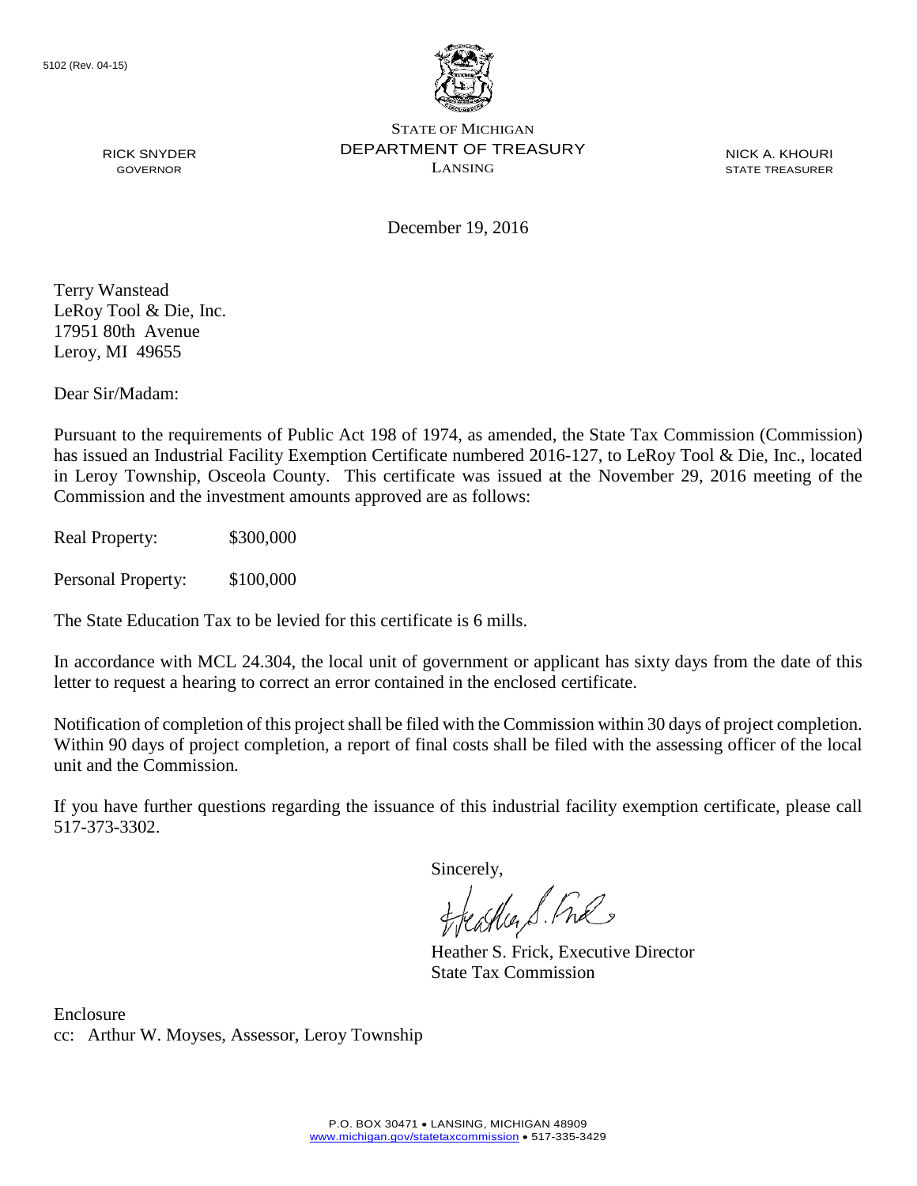5102 (Rev. 04-15)

STATE OF MICHIGAN
DEPARTMENT OF TREASURY
LANSING

RICK SNYDER
GOVERNOR

NICK A. KHOURI
STATE TREASURER

December 19, 2016

Terry Wanstead
LeRoy Tool & Die, Inc.
17951 80th Avenue
Leroy, MI 49655

Dear Sir/Madam:

Pursuant to the requirements of Public Act 198 of 1974, as amended, the State Tax Commission (Commission) has issued an Industrial Facility Exemption Certificate numbered 2016-127, to LeRoy Tool & Die, Inc., located in Leroy Township, Osceola County. This certificate was issued at the November 29, 2016 meeting of the Commission and the investment amounts approved are as follows:

Real Property: $300,000

Personal Property: $100,000

The State Education Tax to be levied for this certificate is 6 mills.

In accordance with MCL 24.304, the local unit of government or applicant has sixty days from the date of this letter to request a hearing to correct an error contained in the enclosed certificate.

Notification of completion of this project shall be filed with the Commission within 30 days of project completion. Within 90 days of project completion, a report of final costs shall be filed with the assessing officer of the local unit and the Commission.

If you have further questions regarding the issuance of this industrial facility exemption certificate, please call 517-373-3302.

Sincerely,

Heather S. Frick, Executive Director
State Tax Commission

Enclosure
cc: Arthur W. Moyses, Assessor, Leroy Township

P.O. BOX 30471 • LANSING, MICHIGAN 48909
www.michigan.gov/statetaxcommission • 517-335-3429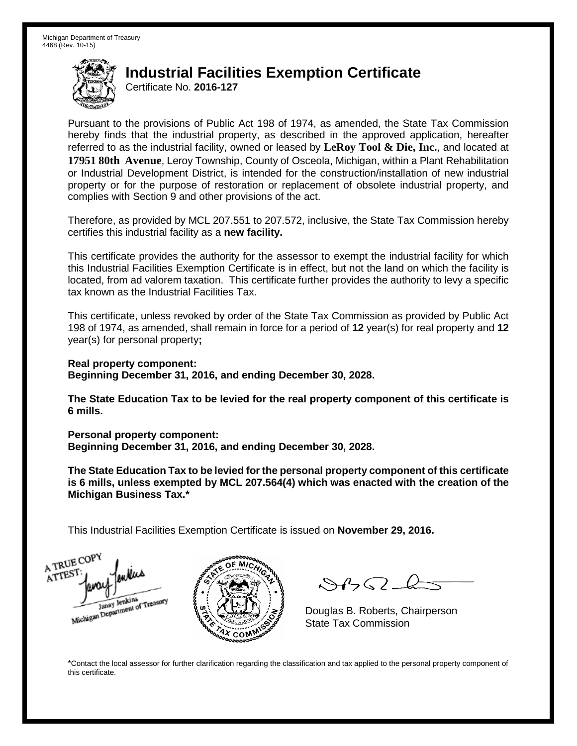Michigan Department of Treasury
4468 (Rev. 10-15)

# Industrial Facilities Exemption Certificate

Certificate No. **2016-127**

Pursuant to the provisions of Public Act 198 of 1974, as amended, the State Tax Commission hereby finds that the industrial property, as described in the approved application, hereafter referred to as the industrial facility, owned or leased by **LeRoy Tool & Die, Inc.**, and located at **17951 80th Avenue**, Leroy Township, County of Osceola, Michigan, within a Plant Rehabilitation or Industrial Development District, is intended for the construction/installation of new industrial property or for the purpose of restoration or replacement of obsolete industrial property, and complies with Section 9 and other provisions of the act.

Therefore, as provided by MCL 207.551 to 207.572, inclusive, the State Tax Commission hereby certifies this industrial facility as a **new facility.**

This certificate provides the authority for the assessor to exempt the industrial facility for which this Industrial Facilities Exemption Certificate is in effect, but not the land on which the facility is located, from ad valorem taxation. This certificate further provides the authority to levy a specific tax known as the Industrial Facilities Tax.

This certificate, unless revoked by order of the State Tax Commission as provided by Public Act 198 of 1974, as amended, shall remain in force for a period of **12** year(s) for real property and **12** year(s) for personal property**;**

**Real property component:**
**Beginning December 31, 2016, and ending December 30, 2028.**

**The State Education Tax to be levied for the real property component of this certificate is 6 mills.**

**Personal property component:**
**Beginning December 31, 2016, and ending December 30, 2028.**

**The State Education Tax to be levied for the personal property component of this certificate is 6 mills, unless exempted by MCL 207.564(4) which was enacted with the creation of the Michigan Business Tax.***

This Industrial Facilities Exemption Certificate is issued on **November 29, 2016.**

A TRUE COPY
ATTEST:
Janay Jenkins
Michigan Department of Treasury

Douglas B. Roberts, Chairperson
State Tax Commission

*Contact the local assessor for further clarification regarding the classification and tax applied to the personal property component of this certificate.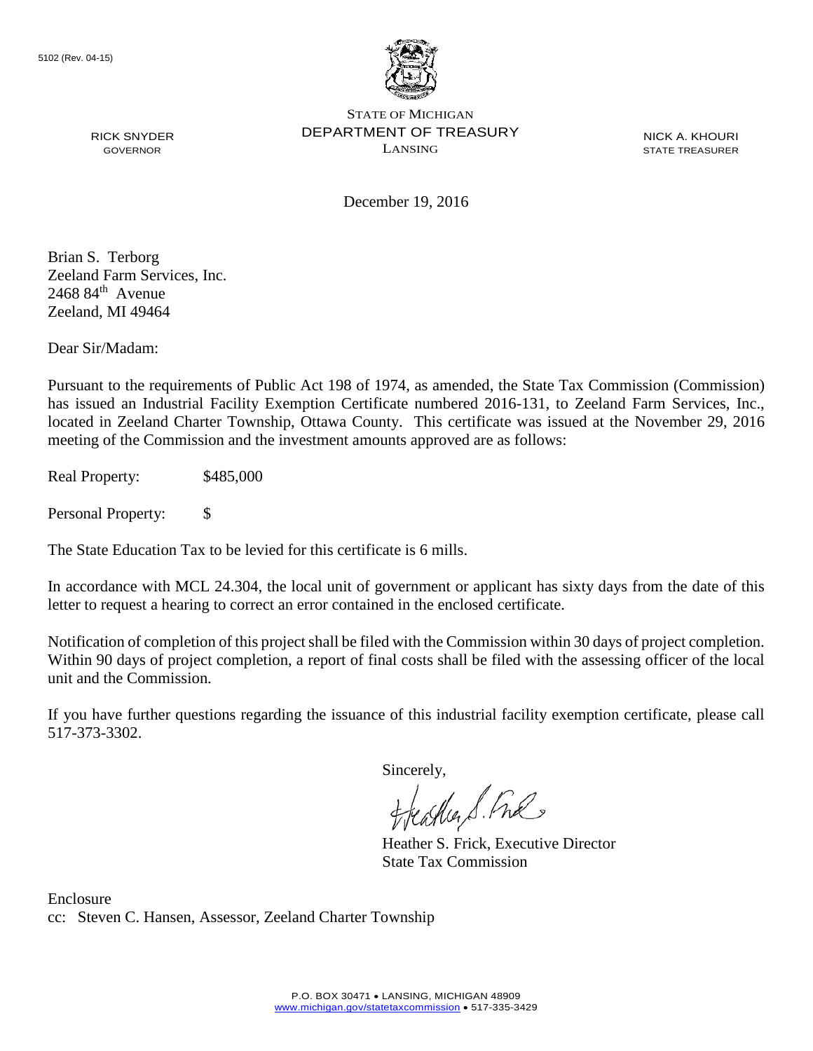5102 (Rev. 04-15)

STATE OF MICHIGAN
DEPARTMENT OF TREASURY
LANSING

RICK SNYDER
GOVERNOR

NICK A. KHOURI
STATE TREASURER

December 19, 2016

Brian S. Terborg
Zeeland Farm Services, Inc.
2468 84th Avenue
Zeeland, MI 49464

Dear Sir/Madam:

Pursuant to the requirements of Public Act 198 of 1974, as amended, the State Tax Commission (Commission) has issued an Industrial Facility Exemption Certificate numbered 2016-131, to Zeeland Farm Services, Inc., located in Zeeland Charter Township, Ottawa County. This certificate was issued at the November 29, 2016 meeting of the Commission and the investment amounts approved are as follows:

Real Property: $485,000

Personal Property: $

The State Education Tax to be levied for this certificate is 6 mills.

In accordance with MCL 24.304, the local unit of government or applicant has sixty days from the date of this letter to request a hearing to correct an error contained in the enclosed certificate.

Notification of completion of this project shall be filed with the Commission within 30 days of project completion. Within 90 days of project completion, a report of final costs shall be filed with the assessing officer of the local unit and the Commission.

If you have further questions regarding the issuance of this industrial facility exemption certificate, please call 517-373-3302.

Sincerely,

Heather S. Frick, Executive Director
State Tax Commission

Enclosure
cc: Steven C. Hansen, Assessor, Zeeland Charter Township

P.O. BOX 30471 • LANSING, MICHIGAN 48909
www.michigan.gov/statetaxcommission • 517-335-3429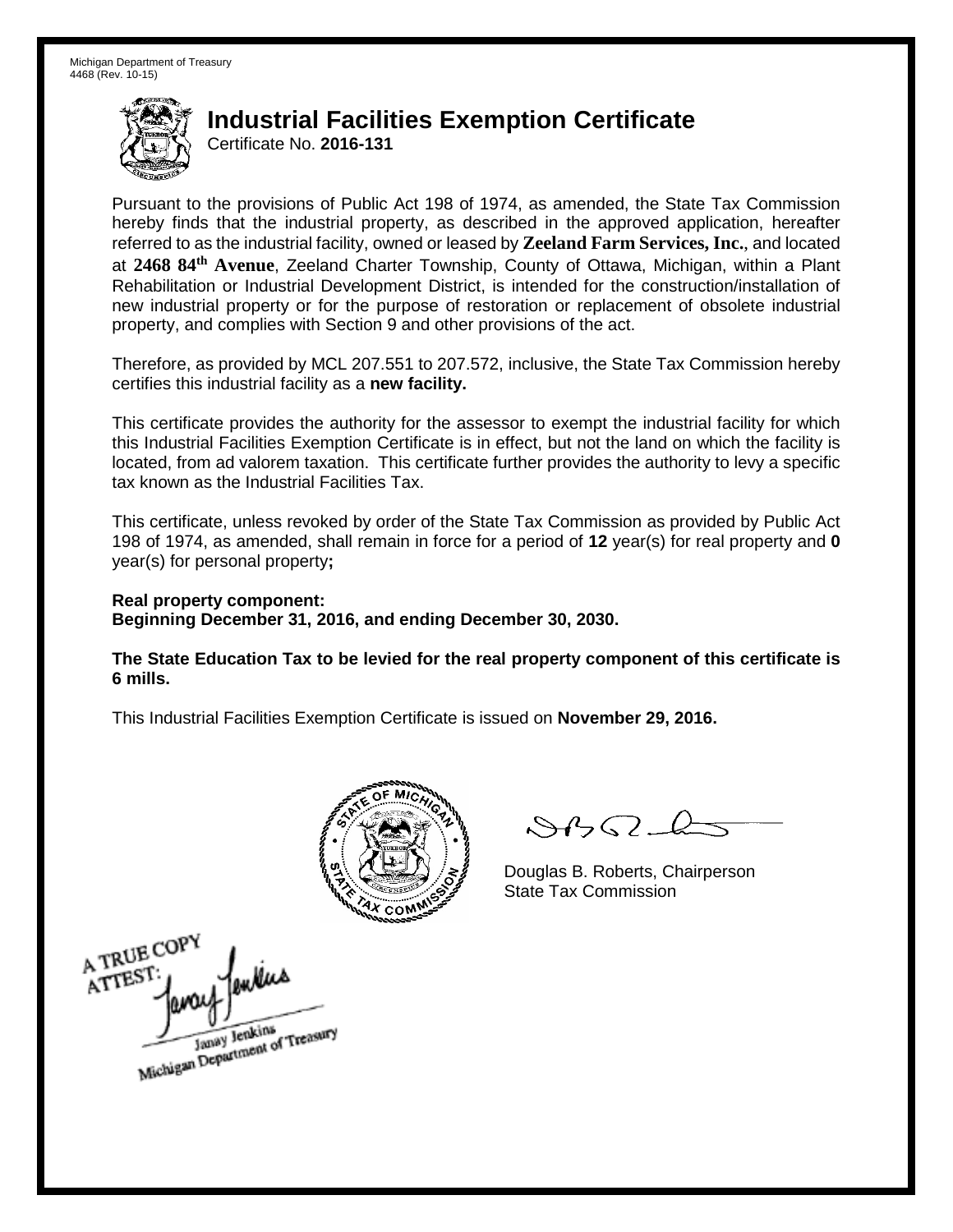Michigan Department of Treasury
4468 (Rev. 10-15)

# Industrial Facilities Exemption Certificate

Certificate No. **2016-131**

Pursuant to the provisions of Public Act 198 of 1974, as amended, the State Tax Commission hereby finds that the industrial property, as described in the approved application, hereafter referred to as the industrial facility, owned or leased by **Zeeland Farm Services, Inc.**, and located at **2468 84th Avenue**, Zeeland Charter Township, County of Ottawa, Michigan, within a Plant Rehabilitation or Industrial Development District, is intended for the construction/installation of new industrial property or for the purpose of restoration or replacement of obsolete industrial property, and complies with Section 9 and other provisions of the act.

Therefore, as provided by MCL 207.551 to 207.572, inclusive, the State Tax Commission hereby certifies this industrial facility as a **new facility.**

This certificate provides the authority for the assessor to exempt the industrial facility for which this Industrial Facilities Exemption Certificate is in effect, but not the land on which the facility is located, from ad valorem taxation. This certificate further provides the authority to levy a specific tax known as the Industrial Facilities Tax.

This certificate, unless revoked by order of the State Tax Commission as provided by Public Act 198 of 1974, as amended, shall remain in force for a period of **12** year(s) for real property and **0** year(s) for personal property**;**

**Real property component:**
**Beginning December 31, 2016, and ending December 30, 2030.**

**The State Education Tax to be levied for the real property component of this certificate is 6 mills.**

This Industrial Facilities Exemption Certificate is issued on **November 29, 2016.**

Douglas B. Roberts, Chairperson
State Tax Commission

A TRUE COPY
ATTEST:
Janay Jenkins
Michigan Department of Treasury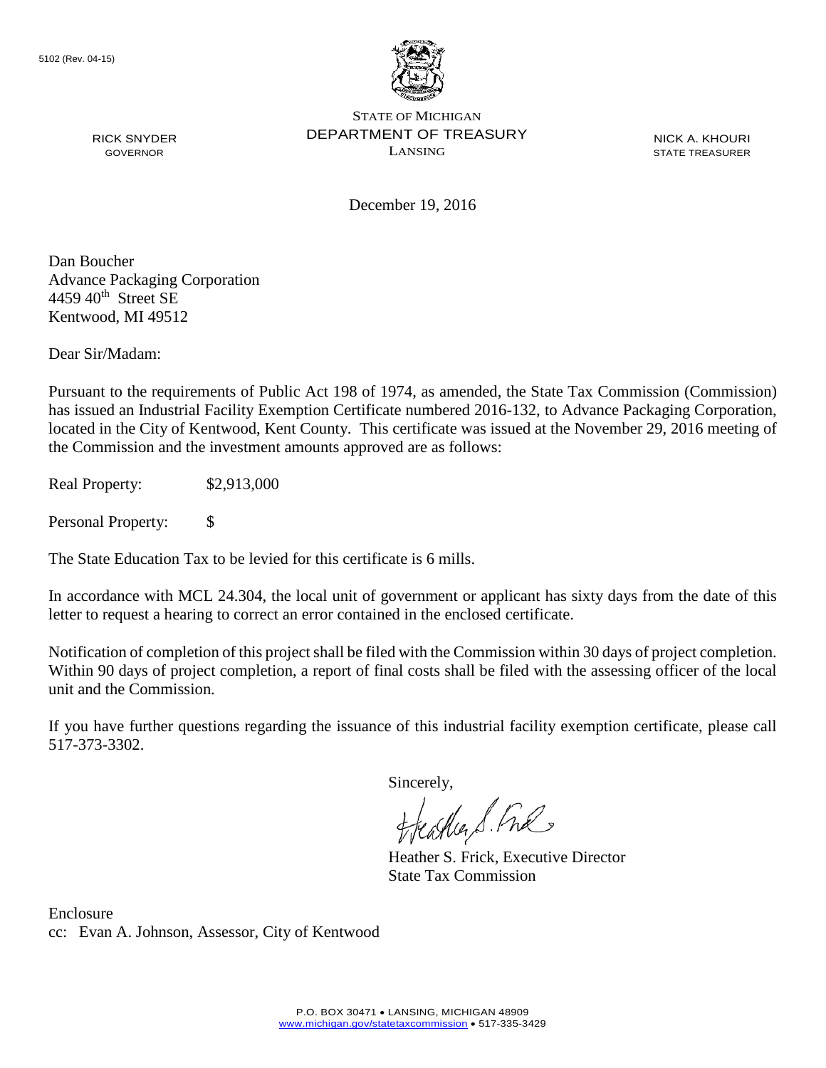5102 (Rev. 04-15)

STATE OF MICHIGAN
DEPARTMENT OF TREASURY
LANSING

RICK SNYDER
GOVERNOR

NICK A. KHOURI
STATE TREASURER

December 19, 2016

Dan Boucher
Advance Packaging Corporation
4459 40th Street SE
Kentwood, MI 49512

Dear Sir/Madam:

Pursuant to the requirements of Public Act 198 of 1974, as amended, the State Tax Commission (Commission) has issued an Industrial Facility Exemption Certificate numbered 2016-132, to Advance Packaging Corporation, located in the City of Kentwood, Kent County. This certificate was issued at the November 29, 2016 meeting of the Commission and the investment amounts approved are as follows:

Real Property: $2,913,000

Personal Property: $

The State Education Tax to be levied for this certificate is 6 mills.

In accordance with MCL 24.304, the local unit of government or applicant has sixty days from the date of this letter to request a hearing to correct an error contained in the enclosed certificate.

Notification of completion of this project shall be filed with the Commission within 30 days of project completion. Within 90 days of project completion, a report of final costs shall be filed with the assessing officer of the local unit and the Commission.

If you have further questions regarding the issuance of this industrial facility exemption certificate, please call 517-373-3302.

Sincerely,

Heather S. Frick, Executive Director
State Tax Commission

Enclosure
cc: Evan A. Johnson, Assessor, City of Kentwood

P.O. BOX 30471 • LANSING, MICHIGAN 48909
www.michigan.gov/statetaxcommission • 517-335-3429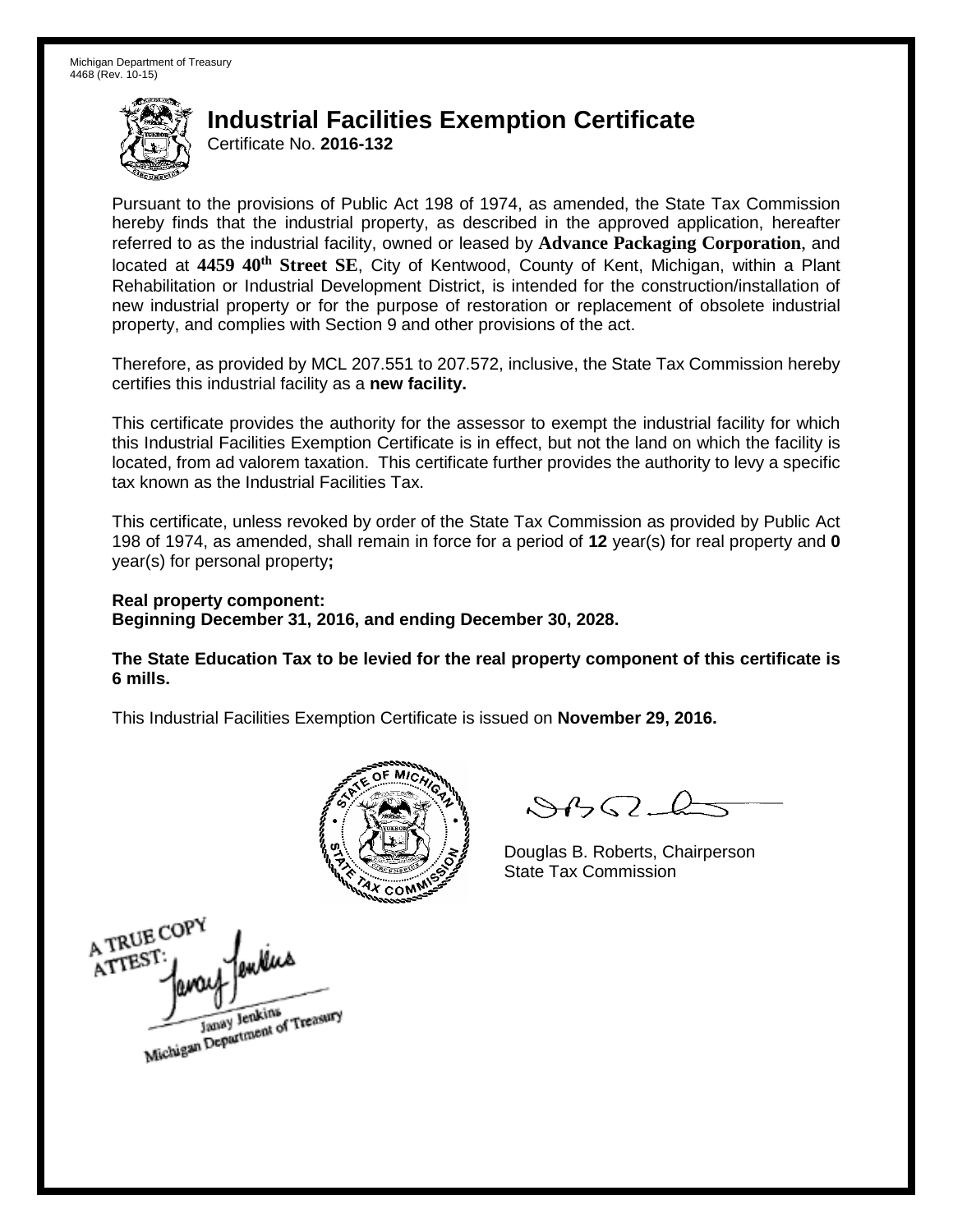Michigan Department of Treasury
4468 (Rev. 10-15)

# Industrial Facilities Exemption Certificate

Certificate No. **2016-132**

Pursuant to the provisions of Public Act 198 of 1974, as amended, the State Tax Commission hereby finds that the industrial property, as described in the approved application, hereafter referred to as the industrial facility, owned or leased by **Advance Packaging Corporation**, and located at **4459 40th Street SE**, City of Kentwood, County of Kent, Michigan, within a Plant Rehabilitation or Industrial Development District, is intended for the construction/installation of new industrial property or for the purpose of restoration or replacement of obsolete industrial property, and complies with Section 9 and other provisions of the act.

Therefore, as provided by MCL 207.551 to 207.572, inclusive, the State Tax Commission hereby certifies this industrial facility as a **new facility.**

This certificate provides the authority for the assessor to exempt the industrial facility for which this Industrial Facilities Exemption Certificate is in effect, but not the land on which the facility is located, from ad valorem taxation. This certificate further provides the authority to levy a specific tax known as the Industrial Facilities Tax.

This certificate, unless revoked by order of the State Tax Commission as provided by Public Act 198 of 1974, as amended, shall remain in force for a period of **12** year(s) for real property and **0** year(s) for personal property**;**

**Real property component:**
**Beginning December 31, 2016, and ending December 30, 2028.**

**The State Education Tax to be levied for the real property component of this certificate is 6 mills.**

This Industrial Facilities Exemption Certificate is issued on **November 29, 2016.**

Douglas B. Roberts, Chairperson
State Tax Commission

A TRUE COPY
ATTEST:
Janay Jenkins
Michigan Department of Treasury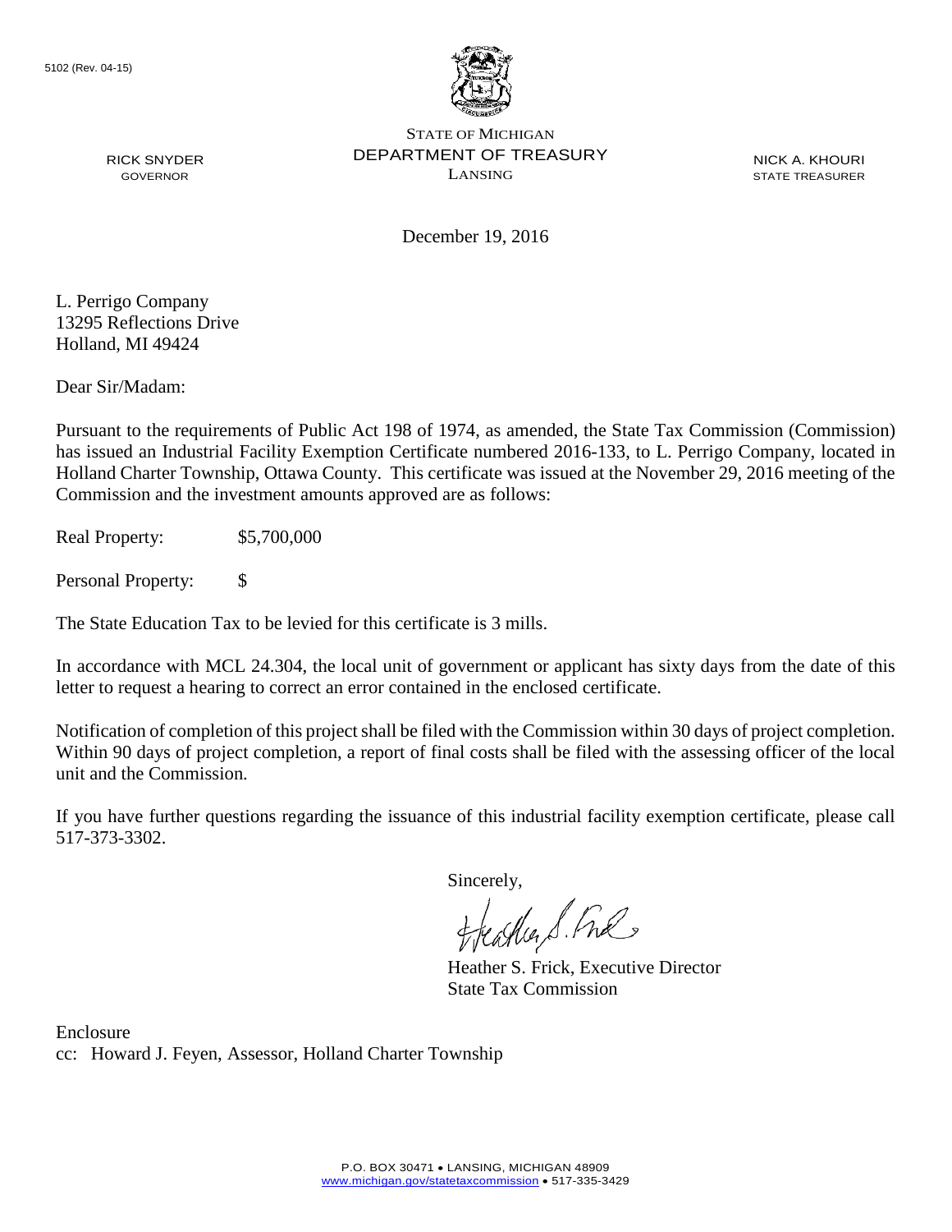5102 (Rev. 04-15)

STATE OF MICHIGAN
DEPARTMENT OF TREASURY
LANSING

RICK SNYDER
GOVERNOR

NICK A. KHOURI
STATE TREASURER

December 19, 2016

L. Perrigo Company
13295 Reflections Drive
Holland, MI 49424

Dear Sir/Madam:

Pursuant to the requirements of Public Act 198 of 1974, as amended, the State Tax Commission (Commission) has issued an Industrial Facility Exemption Certificate numbered 2016-133, to L. Perrigo Company, located in Holland Charter Township, Ottawa County. This certificate was issued at the November 29, 2016 meeting of the Commission and the investment amounts approved are as follows:

Real Property: $5,700,000

Personal Property: $

The State Education Tax to be levied for this certificate is 3 mills.

In accordance with MCL 24.304, the local unit of government or applicant has sixty days from the date of this letter to request a hearing to correct an error contained in the enclosed certificate.

Notification of completion of this project shall be filed with the Commission within 30 days of project completion. Within 90 days of project completion, a report of final costs shall be filed with the assessing officer of the local unit and the Commission.

If you have further questions regarding the issuance of this industrial facility exemption certificate, please call 517-373-3302.

Sincerely,

Heather S. Frick, Executive Director
State Tax Commission

Enclosure
cc: Howard J. Feyen, Assessor, Holland Charter Township

P.O. BOX 30471 • LANSING, MICHIGAN 48909
www.michigan.gov/statetaxcommission • 517-335-3429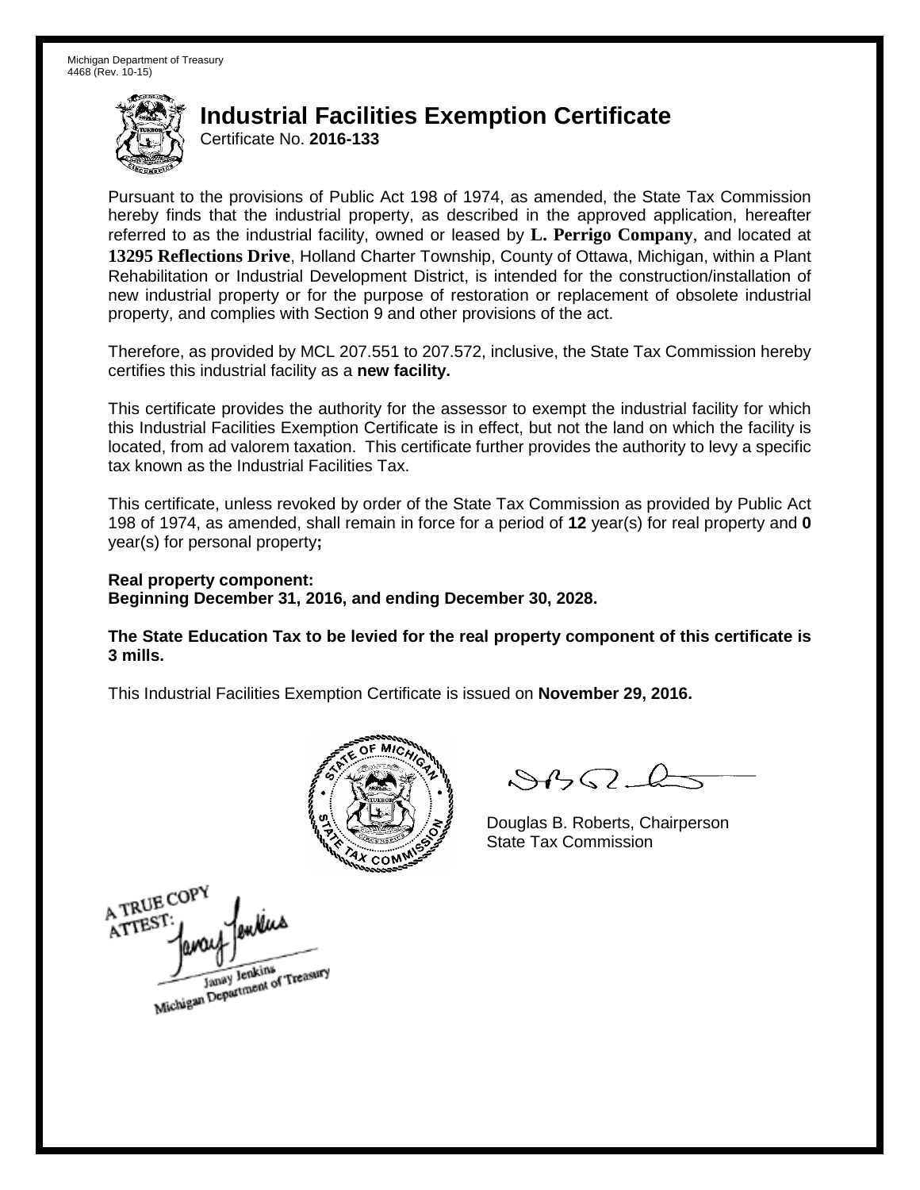Michigan Department of Treasury
4468 (Rev. 10-15)

# Industrial Facilities Exemption Certificate

Certificate No. **2016-133**

Pursuant to the provisions of Public Act 198 of 1974, as amended, the State Tax Commission hereby finds that the industrial property, as described in the approved application, hereafter referred to as the industrial facility, owned or leased by **L. Perrigo Company**, and located at **13295 Reflections Drive**, Holland Charter Township, County of Ottawa, Michigan, within a Plant Rehabilitation or Industrial Development District, is intended for the construction/installation of new industrial property or for the purpose of restoration or replacement of obsolete industrial property, and complies with Section 9 and other provisions of the act.

Therefore, as provided by MCL 207.551 to 207.572, inclusive, the State Tax Commission hereby certifies this industrial facility as a **new facility.**

This certificate provides the authority for the assessor to exempt the industrial facility for which this Industrial Facilities Exemption Certificate is in effect, but not the land on which the facility is located, from ad valorem taxation. This certificate further provides the authority to levy a specific tax known as the Industrial Facilities Tax.

This certificate, unless revoked by order of the State Tax Commission as provided by Public Act 198 of 1974, as amended, shall remain in force for a period of **12** year(s) for real property and **0** year(s) for personal property**;**

**Real property component:**
**Beginning December 31, 2016, and ending December 30, 2028.**

**The State Education Tax to be levied for the real property component of this certificate is 3 mills.**

This Industrial Facilities Exemption Certificate is issued on **November 29, 2016.**

Douglas B. Roberts, Chairperson
State Tax Commission

A TRUE COPY
ATTEST:
Janay Jenkins
Michigan Department of Treasury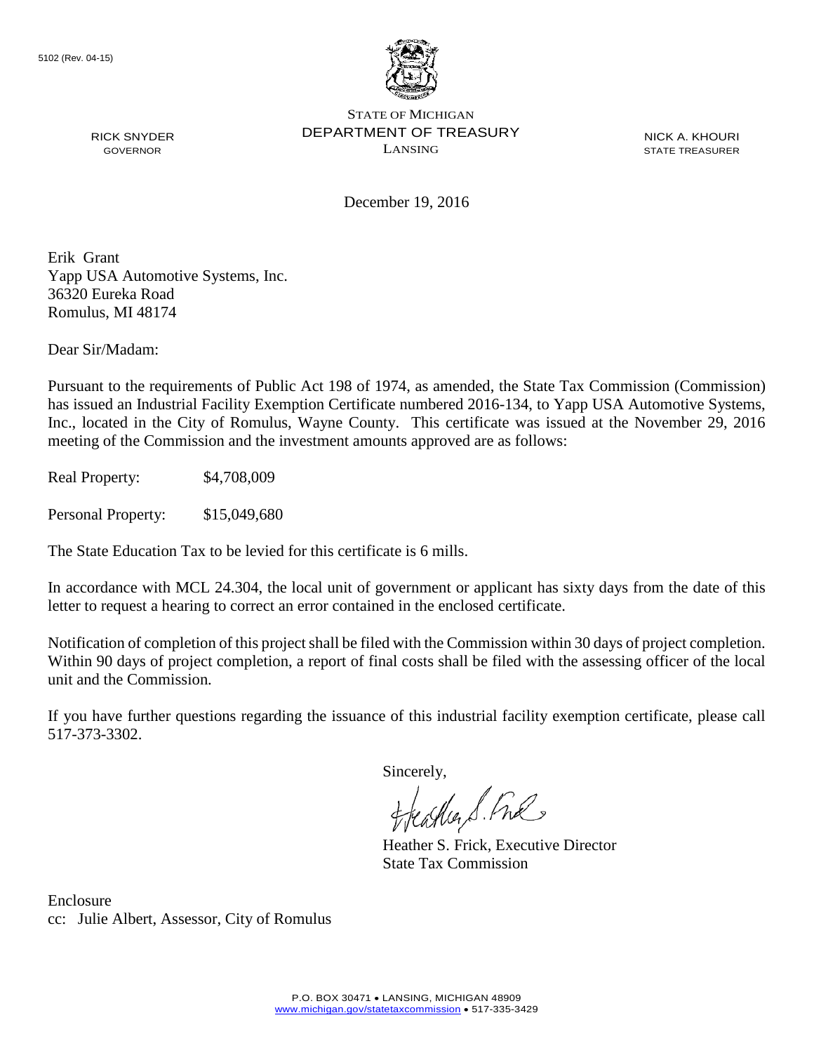5102 (Rev. 04-15)

STATE OF MICHIGAN
DEPARTMENT OF TREASURY
LANSING

RICK SNYDER
GOVERNOR

NICK A. KHOURI
STATE TREASURER

December 19, 2016

Erik Grant
Yapp USA Automotive Systems, Inc.
36320 Eureka Road
Romulus, MI 48174

Dear Sir/Madam:

Pursuant to the requirements of Public Act 198 of 1974, as amended, the State Tax Commission (Commission) has issued an Industrial Facility Exemption Certificate numbered 2016-134, to Yapp USA Automotive Systems, Inc., located in the City of Romulus, Wayne County. This certificate was issued at the November 29, 2016 meeting of the Commission and the investment amounts approved are as follows:

Real Property: $4,708,009

Personal Property: $15,049,680

The State Education Tax to be levied for this certificate is 6 mills.

In accordance with MCL 24.304, the local unit of government or applicant has sixty days from the date of this letter to request a hearing to correct an error contained in the enclosed certificate.

Notification of completion of this project shall be filed with the Commission within 30 days of project completion. Within 90 days of project completion, a report of final costs shall be filed with the assessing officer of the local unit and the Commission.

If you have further questions regarding the issuance of this industrial facility exemption certificate, please call 517-373-3302.

Sincerely,

Heather S. Frick, Executive Director
State Tax Commission

Enclosure
cc: Julie Albert, Assessor, City of Romulus

P.O. BOX 30471 • LANSING, MICHIGAN 48909
www.michigan.gov/statetaxcommission • 517-335-3429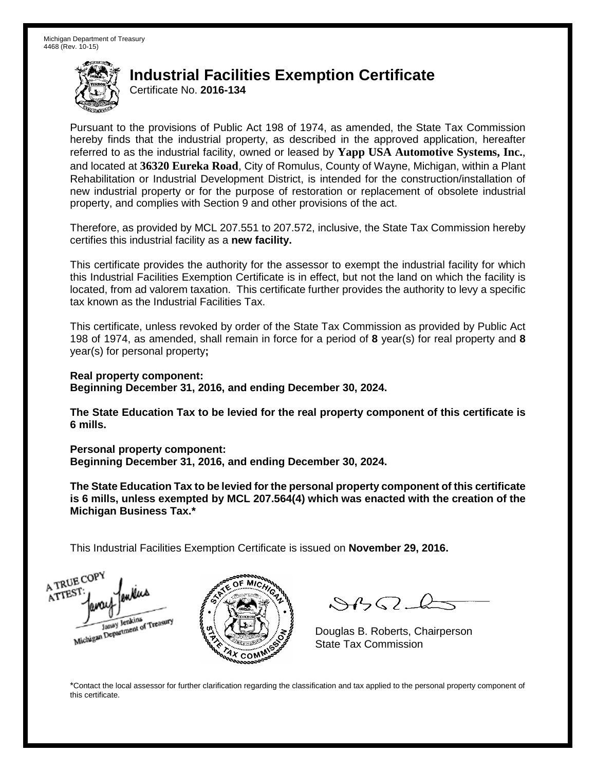Michigan Department of Treasury
4468 (Rev. 10-15)

# Industrial Facilities Exemption Certificate

Certificate No. **2016-134**

Pursuant to the provisions of Public Act 198 of 1974, as amended, the State Tax Commission hereby finds that the industrial property, as described in the approved application, hereafter referred to as the industrial facility, owned or leased by **Yapp USA Automotive Systems, Inc.**, and located at **36320 Eureka Road**, City of Romulus, County of Wayne, Michigan, within a Plant Rehabilitation or Industrial Development District, is intended for the construction/installation of new industrial property or for the purpose of restoration or replacement of obsolete industrial property, and complies with Section 9 and other provisions of the act.

Therefore, as provided by MCL 207.551 to 207.572, inclusive, the State Tax Commission hereby certifies this industrial facility as a **new facility.**

This certificate provides the authority for the assessor to exempt the industrial facility for which this Industrial Facilities Exemption Certificate is in effect, but not the land on which the facility is located, from ad valorem taxation. This certificate further provides the authority to levy a specific tax known as the Industrial Facilities Tax.

This certificate, unless revoked by order of the State Tax Commission as provided by Public Act 198 of 1974, as amended, shall remain in force for a period of **8** year(s) for real property and **8** year(s) for personal property**;**

**Real property component:**
**Beginning December 31, 2016, and ending December 30, 2024.**

**The State Education Tax to be levied for the real property component of this certificate is 6 mills.**

**Personal property component:**
**Beginning December 31, 2016, and ending December 30, 2024.**

**The State Education Tax to be levied for the personal property component of this certificate is 6 mills, unless exempted by MCL 207.564(4) which was enacted with the creation of the Michigan Business Tax.***

This Industrial Facilities Exemption Certificate is issued on **November 29, 2016.**

A TRUE COPY
ATTEST:
Janay Jenkins
Michigan Department of Treasury

Douglas B. Roberts, Chairperson
State Tax Commission

*Contact the local assessor for further clarification regarding the classification and tax applied to the personal property component of this certificate.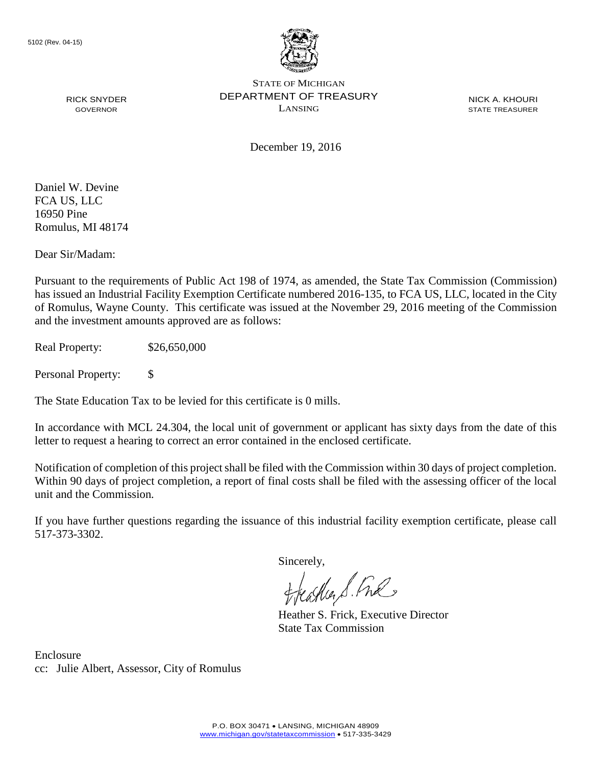5102 (Rev. 04-15)

STATE OF MICHIGAN
DEPARTMENT OF TREASURY
LANSING

RICK SNYDER
GOVERNOR

NICK A. KHOURI
STATE TREASURER

December 19, 2016

Daniel W. Devine
FCA US, LLC
16950 Pine
Romulus, MI 48174

Dear Sir/Madam:

Pursuant to the requirements of Public Act 198 of 1974, as amended, the State Tax Commission (Commission) has issued an Industrial Facility Exemption Certificate numbered 2016-135, to FCA US, LLC, located in the City of Romulus, Wayne County. This certificate was issued at the November 29, 2016 meeting of the Commission and the investment amounts approved are as follows:

Real Property: $26,650,000

Personal Property: $

The State Education Tax to be levied for this certificate is 0 mills.

In accordance with MCL 24.304, the local unit of government or applicant has sixty days from the date of this letter to request a hearing to correct an error contained in the enclosed certificate.

Notification of completion of this project shall be filed with the Commission within 30 days of project completion. Within 90 days of project completion, a report of final costs shall be filed with the assessing officer of the local unit and the Commission.

If you have further questions regarding the issuance of this industrial facility exemption certificate, please call 517-373-3302.

Sincerely,

Heather S. Frick, Executive Director
State Tax Commission

Enclosure
cc: Julie Albert, Assessor, City of Romulus

P.O. BOX 30471 • LANSING, MICHIGAN 48909
www.michigan.gov/statetaxcommission • 517-335-3429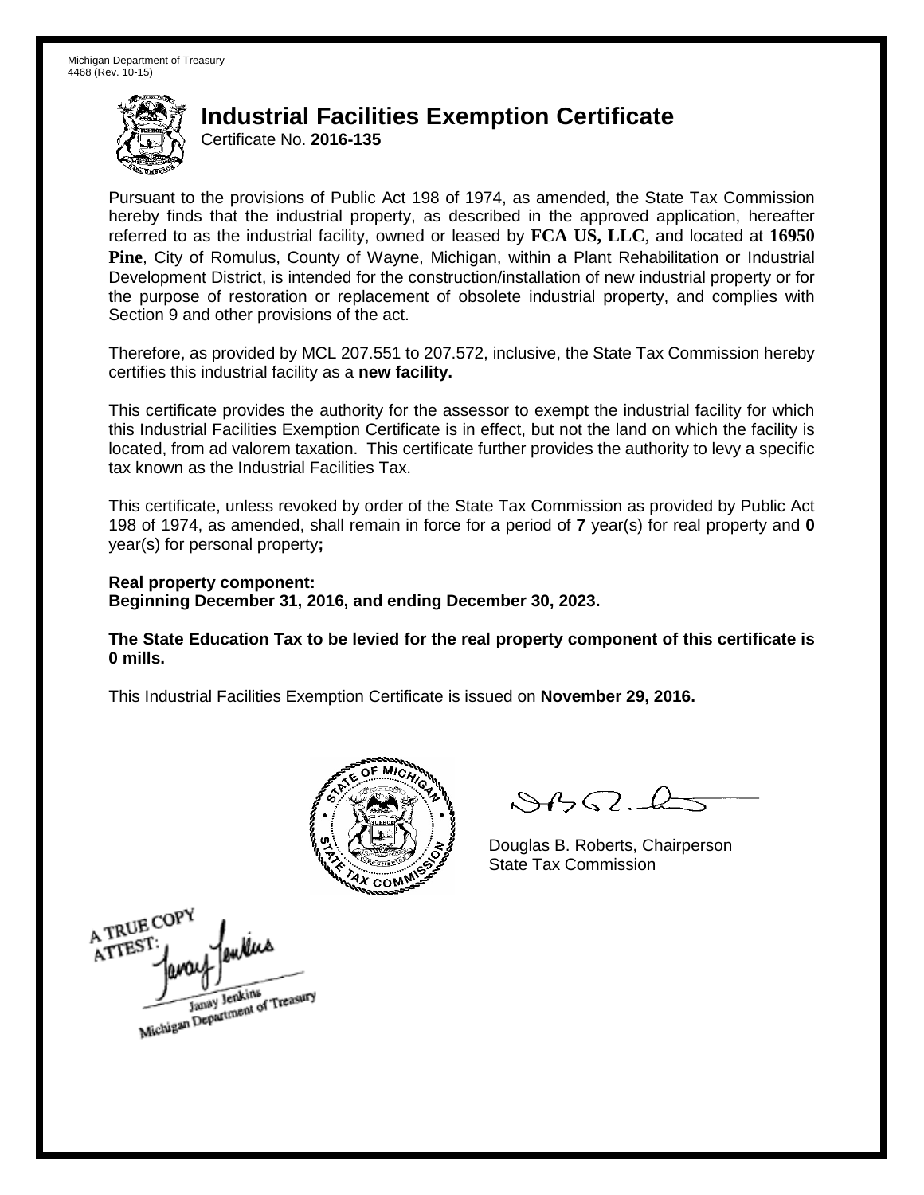Michigan Department of Treasury
4468 (Rev. 10-15)

# Industrial Facilities Exemption Certificate

Certificate No. **2016-135**

Pursuant to the provisions of Public Act 198 of 1974, as amended, the State Tax Commission hereby finds that the industrial property, as described in the approved application, hereafter referred to as the industrial facility, owned or leased by **FCA US, LLC**, and located at **16950 Pine**, City of Romulus, County of Wayne, Michigan, within a Plant Rehabilitation or Industrial Development District, is intended for the construction/installation of new industrial property or for the purpose of restoration or replacement of obsolete industrial property, and complies with Section 9 and other provisions of the act.

Therefore, as provided by MCL 207.551 to 207.572, inclusive, the State Tax Commission hereby certifies this industrial facility as a **new facility.**

This certificate provides the authority for the assessor to exempt the industrial facility for which this Industrial Facilities Exemption Certificate is in effect, but not the land on which the facility is located, from ad valorem taxation. This certificate further provides the authority to levy a specific tax known as the Industrial Facilities Tax.

This certificate, unless revoked by order of the State Tax Commission as provided by Public Act 198 of 1974, as amended, shall remain in force for a period of **7** year(s) for real property and **0** year(s) for personal property**;**

**Real property component:**
**Beginning December 31, 2016, and ending December 30, 2023.**

**The State Education Tax to be levied for the real property component of this certificate is 0 mills.**

This Industrial Facilities Exemption Certificate is issued on **November 29, 2016.**

Douglas B. Roberts, Chairperson
State Tax Commission

A TRUE COPY
ATTEST:
Janay Jenkins
Michigan Department of Treasury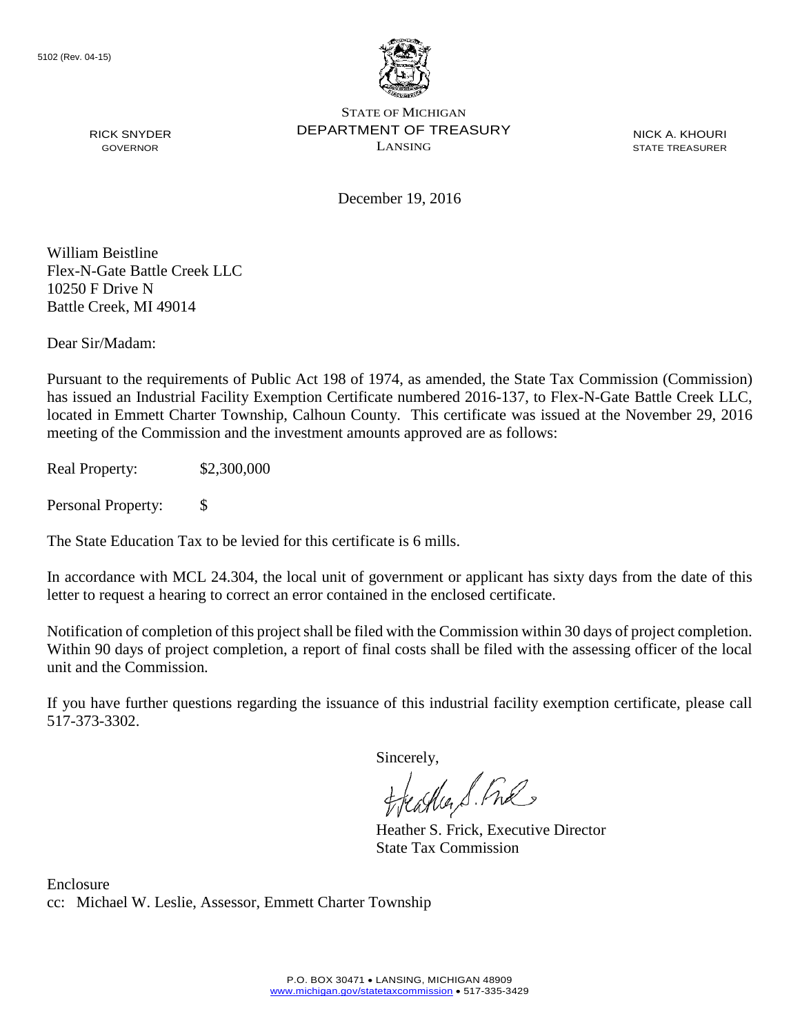5102 (Rev. 04-15)

STATE OF MICHIGAN
DEPARTMENT OF TREASURY
LANSING

RICK SNYDER
GOVERNOR

NICK A. KHOURI
STATE TREASURER

December 19, 2016

William Beistline
Flex-N-Gate Battle Creek LLC
10250 F Drive N
Battle Creek, MI 49014

Dear Sir/Madam:

Pursuant to the requirements of Public Act 198 of 1974, as amended, the State Tax Commission (Commission) has issued an Industrial Facility Exemption Certificate numbered 2016-137, to Flex-N-Gate Battle Creek LLC, located in Emmett Charter Township, Calhoun County. This certificate was issued at the November 29, 2016 meeting of the Commission and the investment amounts approved are as follows:

Real Property: $2,300,000

Personal Property: $

The State Education Tax to be levied for this certificate is 6 mills.

In accordance with MCL 24.304, the local unit of government or applicant has sixty days from the date of this letter to request a hearing to correct an error contained in the enclosed certificate.

Notification of completion of this project shall be filed with the Commission within 30 days of project completion. Within 90 days of project completion, a report of final costs shall be filed with the assessing officer of the local unit and the Commission.

If you have further questions regarding the issuance of this industrial facility exemption certificate, please call 517-373-3302.

Sincerely,

Heather S. Frick, Executive Director
State Tax Commission

Enclosure
cc: Michael W. Leslie, Assessor, Emmett Charter Township

P.O. BOX 30471 • LANSING, MICHIGAN 48909
www.michigan.gov/statetaxcommission • 517-335-3429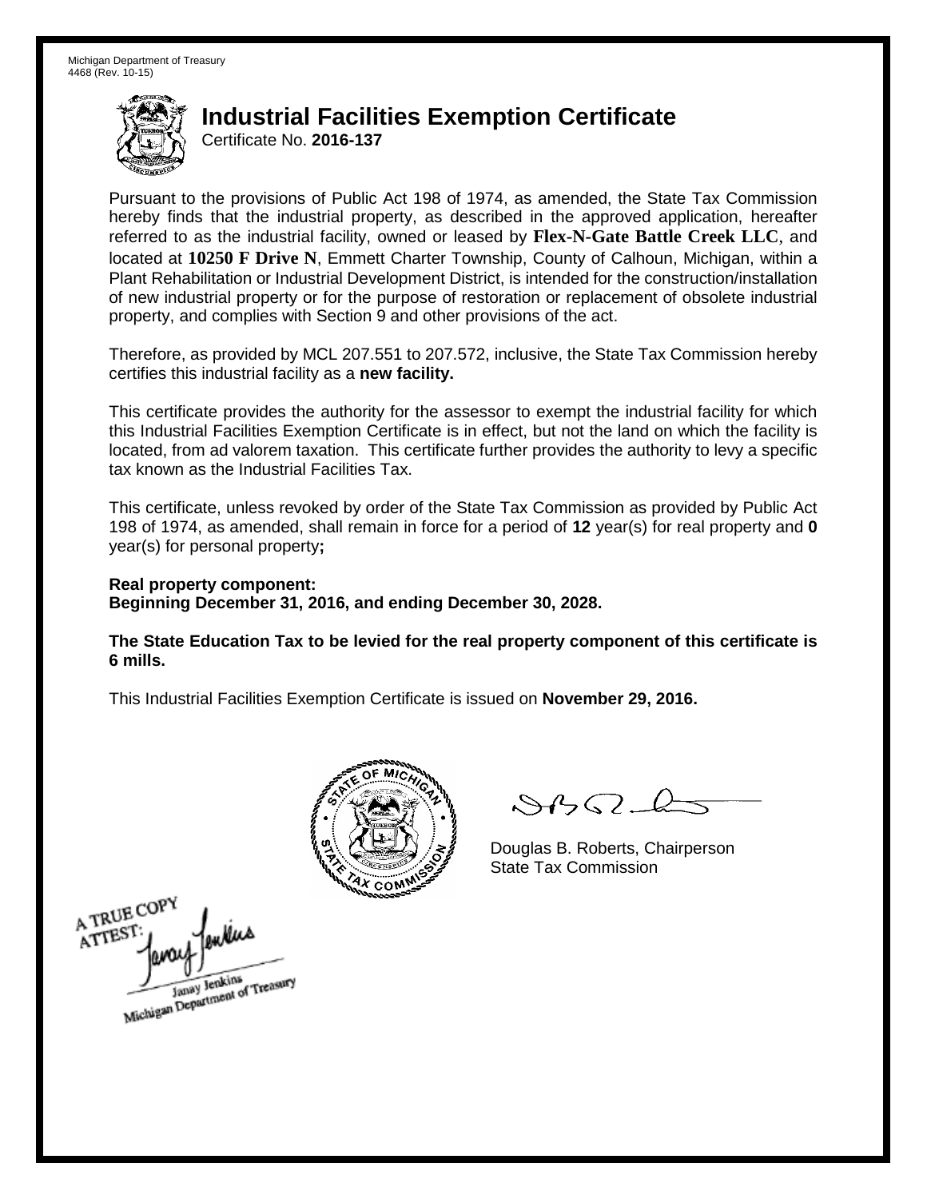Michigan Department of Treasury
4468 (Rev. 10-15)

# Industrial Facilities Exemption Certificate

Certificate No. **2016-137**

Pursuant to the provisions of Public Act 198 of 1974, as amended, the State Tax Commission hereby finds that the industrial property, as described in the approved application, hereafter referred to as the industrial facility, owned or leased by **Flex-N-Gate Battle Creek LLC**, and located at **10250 F Drive N**, Emmett Charter Township, County of Calhoun, Michigan, within a Plant Rehabilitation or Industrial Development District, is intended for the construction/installation of new industrial property or for the purpose of restoration or replacement of obsolete industrial property, and complies with Section 9 and other provisions of the act.

Therefore, as provided by MCL 207.551 to 207.572, inclusive, the State Tax Commission hereby certifies this industrial facility as a **new facility.**

This certificate provides the authority for the assessor to exempt the industrial facility for which this Industrial Facilities Exemption Certificate is in effect, but not the land on which the facility is located, from ad valorem taxation. This certificate further provides the authority to levy a specific tax known as the Industrial Facilities Tax.

This certificate, unless revoked by order of the State Tax Commission as provided by Public Act 198 of 1974, as amended, shall remain in force for a period of **12** year(s) for real property and **0** year(s) for personal property**;**

**Real property component:**
**Beginning December 31, 2016, and ending December 30, 2028.**

**The State Education Tax to be levied for the real property component of this certificate is 6 mills.**

This Industrial Facilities Exemption Certificate is issued on **November 29, 2016.**

Douglas B. Roberts, Chairperson
State Tax Commission

A TRUE COPY
ATTEST:
Janay Jenkins
Michigan Department of Treasury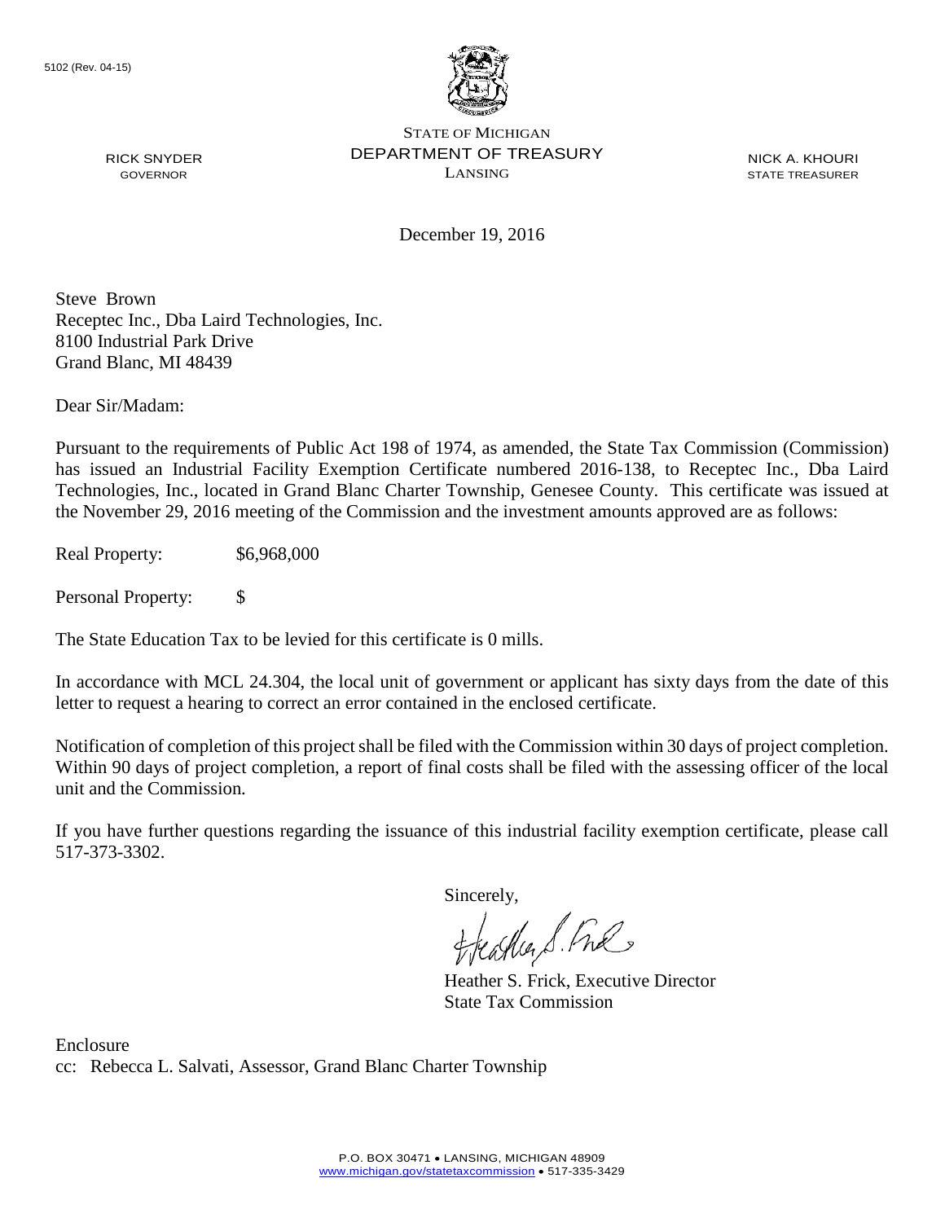5102 (Rev. 04-15)

STATE OF MICHIGAN
DEPARTMENT OF TREASURY
LANSING

RICK SNYDER
GOVERNOR

NICK A. KHOURI
STATE TREASURER

December 19, 2016

Steve Brown
Receptec Inc., Dba Laird Technologies, Inc.
8100 Industrial Park Drive
Grand Blanc, MI 48439

Dear Sir/Madam:

Pursuant to the requirements of Public Act 198 of 1974, as amended, the State Tax Commission (Commission) has issued an Industrial Facility Exemption Certificate numbered 2016-138, to Receptec Inc., Dba Laird Technologies, Inc., located in Grand Blanc Charter Township, Genesee County. This certificate was issued at the November 29, 2016 meeting of the Commission and the investment amounts approved are as follows:

Real Property: $6,968,000

Personal Property: $

The State Education Tax to be levied for this certificate is 0 mills.

In accordance with MCL 24.304, the local unit of government or applicant has sixty days from the date of this letter to request a hearing to correct an error contained in the enclosed certificate.

Notification of completion of this project shall be filed with the Commission within 30 days of project completion. Within 90 days of project completion, a report of final costs shall be filed with the assessing officer of the local unit and the Commission.

If you have further questions regarding the issuance of this industrial facility exemption certificate, please call 517-373-3302.

Sincerely,

Heather S. Frick, Executive Director
State Tax Commission

Enclosure
cc: Rebecca L. Salvati, Assessor, Grand Blanc Charter Township

P.O. BOX 30471 • LANSING, MICHIGAN 48909
www.michigan.gov/statetaxcommission • 517-335-3429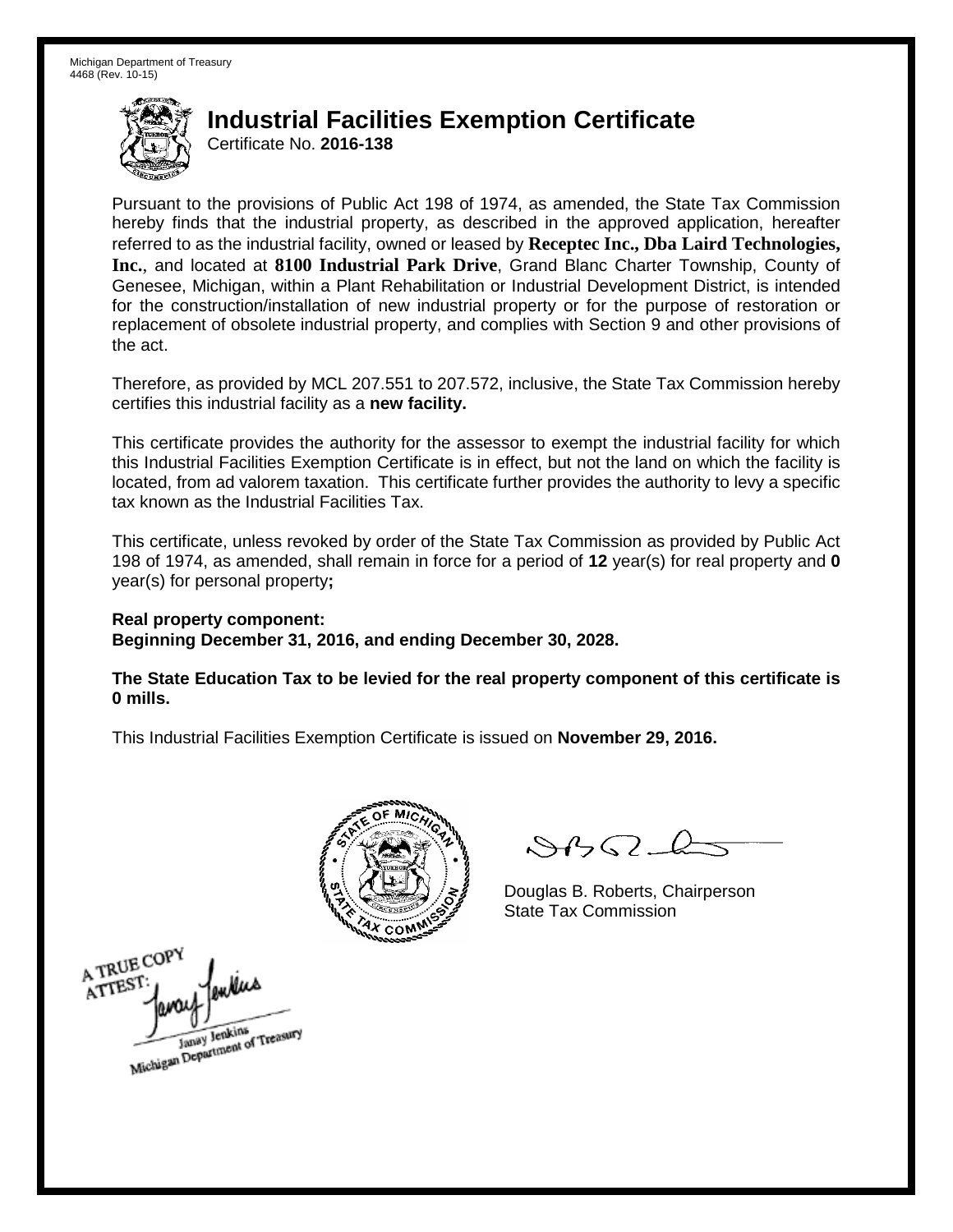Michigan Department of Treasury
4468 (Rev. 10-15)

# Industrial Facilities Exemption Certificate

Certificate No. **2016-138**

Pursuant to the provisions of Public Act 198 of 1974, as amended, the State Tax Commission hereby finds that the industrial property, as described in the approved application, hereafter referred to as the industrial facility, owned or leased by **Receptec Inc., Dba Laird Technologies, Inc.**, and located at **8100 Industrial Park Drive**, Grand Blanc Charter Township, County of Genesee, Michigan, within a Plant Rehabilitation or Industrial Development District, is intended for the construction/installation of new industrial property or for the purpose of restoration or replacement of obsolete industrial property, and complies with Section 9 and other provisions of the act.

Therefore, as provided by MCL 207.551 to 207.572, inclusive, the State Tax Commission hereby certifies this industrial facility as a **new facility.**

This certificate provides the authority for the assessor to exempt the industrial facility for which this Industrial Facilities Exemption Certificate is in effect, but not the land on which the facility is located, from ad valorem taxation. This certificate further provides the authority to levy a specific tax known as the Industrial Facilities Tax.

This certificate, unless revoked by order of the State Tax Commission as provided by Public Act 198 of 1974, as amended, shall remain in force for a period of **12** year(s) for real property and **0** year(s) for personal property**;**

**Real property component:**
**Beginning December 31, 2016, and ending December 30, 2028.**

**The State Education Tax to be levied for the real property component of this certificate is 0 mills.**

This Industrial Facilities Exemption Certificate is issued on **November 29, 2016.**

Douglas B. Roberts, Chairperson
State Tax Commission

A TRUE COPY
ATTEST:
Janay Jenkins
Michigan Department of Treasury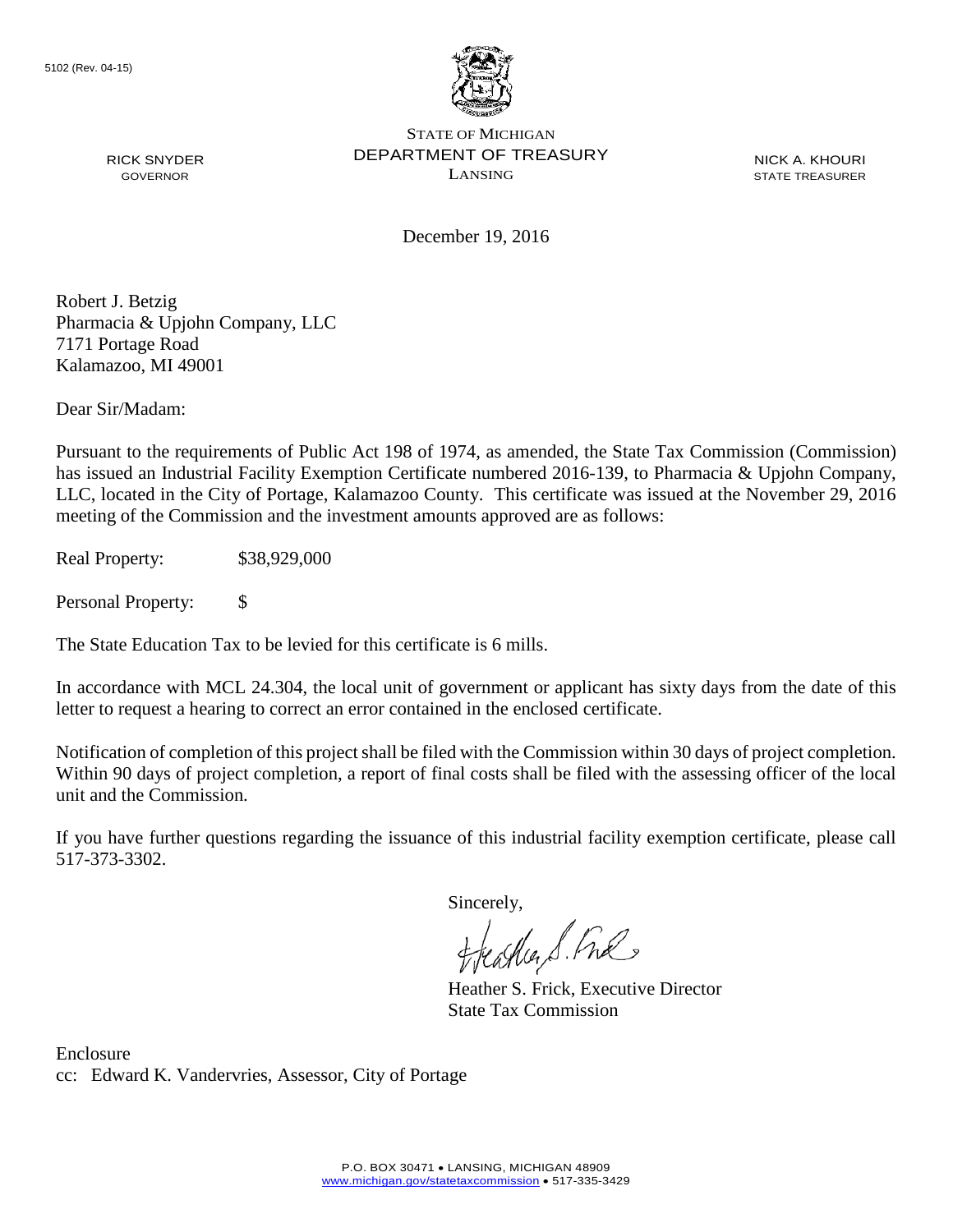5102 (Rev. 04-15)

STATE OF MICHIGAN
DEPARTMENT OF TREASURY
LANSING

RICK SNYDER
GOVERNOR

NICK A. KHOURI
STATE TREASURER

December 19, 2016

Robert J. Betzig
Pharmacia & Upjohn Company, LLC
7171 Portage Road
Kalamazoo, MI 49001

Dear Sir/Madam:

Pursuant to the requirements of Public Act 198 of 1974, as amended, the State Tax Commission (Commission) has issued an Industrial Facility Exemption Certificate numbered 2016-139, to Pharmacia & Upjohn Company, LLC, located in the City of Portage, Kalamazoo County. This certificate was issued at the November 29, 2016 meeting of the Commission and the investment amounts approved are as follows:

Real Property: $38,929,000

Personal Property: $

The State Education Tax to be levied for this certificate is 6 mills.

In accordance with MCL 24.304, the local unit of government or applicant has sixty days from the date of this letter to request a hearing to correct an error contained in the enclosed certificate.

Notification of completion of this project shall be filed with the Commission within 30 days of project completion. Within 90 days of project completion, a report of final costs shall be filed with the assessing officer of the local unit and the Commission.

If you have further questions regarding the issuance of this industrial facility exemption certificate, please call 517-373-3302.

Sincerely,

Heather S. Frick, Executive Director
State Tax Commission

Enclosure
cc: Edward K. Vandervries, Assessor, City of Portage

P.O. BOX 30471 • LANSING, MICHIGAN 48909
www.michigan.gov/statetaxcommission • 517-335-3429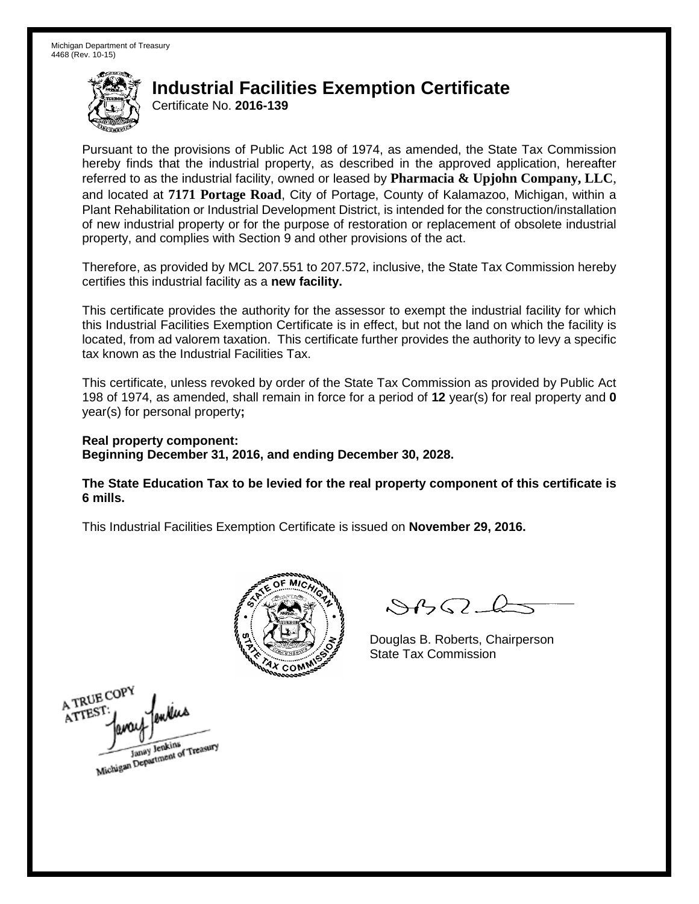Michigan Department of Treasury
4468 (Rev. 10-15)

# Industrial Facilities Exemption Certificate

Certificate No. **2016-139**

Pursuant to the provisions of Public Act 198 of 1974, as amended, the State Tax Commission hereby finds that the industrial property, as described in the approved application, hereafter referred to as the industrial facility, owned or leased by **Pharmacia & Upjohn Company, LLC**, and located at **7171 Portage Road**, City of Portage, County of Kalamazoo, Michigan, within a Plant Rehabilitation or Industrial Development District, is intended for the construction/installation of new industrial property or for the purpose of restoration or replacement of obsolete industrial property, and complies with Section 9 and other provisions of the act.

Therefore, as provided by MCL 207.551 to 207.572, inclusive, the State Tax Commission hereby certifies this industrial facility as a **new facility.**

This certificate provides the authority for the assessor to exempt the industrial facility for which this Industrial Facilities Exemption Certificate is in effect, but not the land on which the facility is located, from ad valorem taxation. This certificate further provides the authority to levy a specific tax known as the Industrial Facilities Tax.

This certificate, unless revoked by order of the State Tax Commission as provided by Public Act 198 of 1974, as amended, shall remain in force for a period of **12** year(s) for real property and **0** year(s) for personal property**;**

**Real property component:**
**Beginning December 31, 2016, and ending December 30, 2028.**

**The State Education Tax to be levied for the real property component of this certificate is 6 mills.**

This Industrial Facilities Exemption Certificate is issued on **November 29, 2016.**

Douglas B. Roberts, Chairperson
State Tax Commission

A TRUE COPY
ATTEST:
Janay Jenkins
Michigan Department of Treasury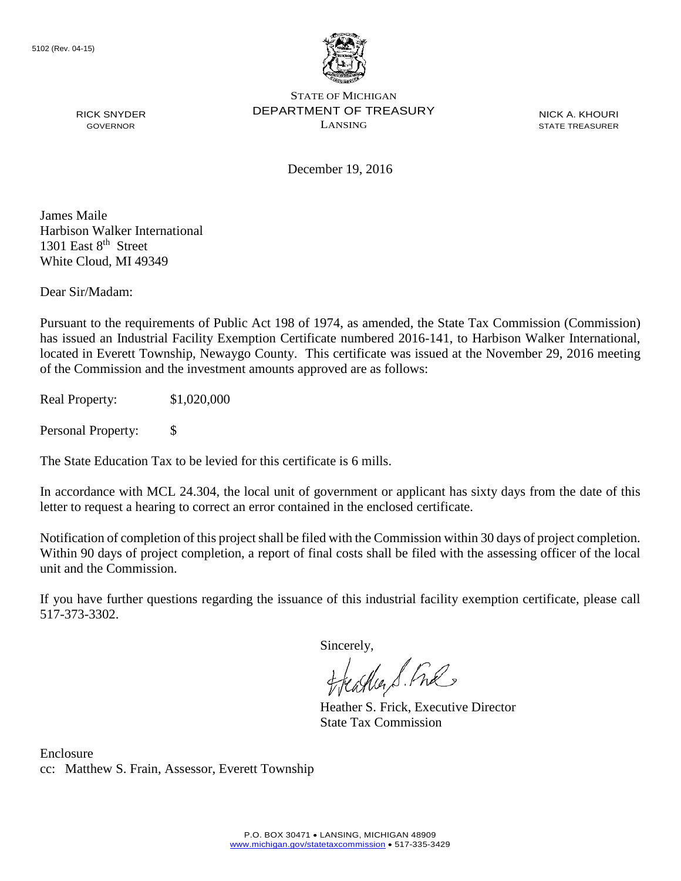5102 (Rev. 04-15)

STATE OF MICHIGAN
DEPARTMENT OF TREASURY
LANSING

RICK SNYDER
GOVERNOR

NICK A. KHOURI
STATE TREASURER

December 19, 2016

James Maile
Harbison Walker International
1301 East 8th Street
White Cloud, MI 49349

Dear Sir/Madam:

Pursuant to the requirements of Public Act 198 of 1974, as amended, the State Tax Commission (Commission) has issued an Industrial Facility Exemption Certificate numbered 2016-141, to Harbison Walker International, located in Everett Township, Newaygo County. This certificate was issued at the November 29, 2016 meeting of the Commission and the investment amounts approved are as follows:

Real Property: $1,020,000

Personal Property: $

The State Education Tax to be levied for this certificate is 6 mills.

In accordance with MCL 24.304, the local unit of government or applicant has sixty days from the date of this letter to request a hearing to correct an error contained in the enclosed certificate.

Notification of completion of this project shall be filed with the Commission within 30 days of project completion. Within 90 days of project completion, a report of final costs shall be filed with the assessing officer of the local unit and the Commission.

If you have further questions regarding the issuance of this industrial facility exemption certificate, please call 517-373-3302.

Sincerely,

Heather S. Frick, Executive Director
State Tax Commission

Enclosure
cc: Matthew S. Frain, Assessor, Everett Township

P.O. BOX 30471 • LANSING, MICHIGAN 48909
www.michigan.gov/statetaxcommission • 517-335-3429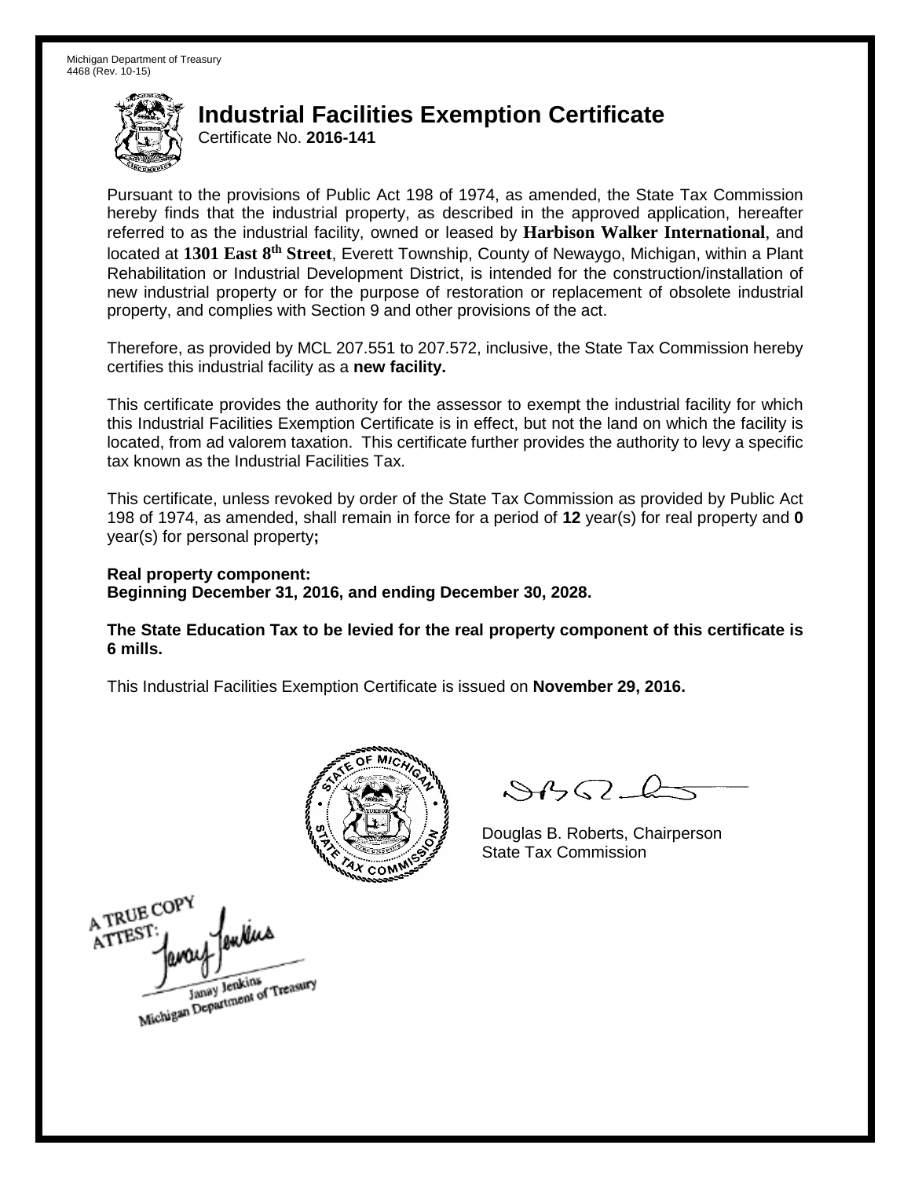Michigan Department of Treasury
4468 (Rev. 10-15)

# Industrial Facilities Exemption Certificate

Certificate No. **2016-141**

Pursuant to the provisions of Public Act 198 of 1974, as amended, the State Tax Commission hereby finds that the industrial property, as described in the approved application, hereafter referred to as the industrial facility, owned or leased by **Harbison Walker International**, and located at **1301 East 8th Street**, Everett Township, County of Newaygo, Michigan, within a Plant Rehabilitation or Industrial Development District, is intended for the construction/installation of new industrial property or for the purpose of restoration or replacement of obsolete industrial property, and complies with Section 9 and other provisions of the act.

Therefore, as provided by MCL 207.551 to 207.572, inclusive, the State Tax Commission hereby certifies this industrial facility as a **new facility.**

This certificate provides the authority for the assessor to exempt the industrial facility for which this Industrial Facilities Exemption Certificate is in effect, but not the land on which the facility is located, from ad valorem taxation. This certificate further provides the authority to levy a specific tax known as the Industrial Facilities Tax.

This certificate, unless revoked by order of the State Tax Commission as provided by Public Act 198 of 1974, as amended, shall remain in force for a period of **12** year(s) for real property and **0** year(s) for personal property**;**

**Real property component:**
**Beginning December 31, 2016, and ending December 30, 2028.**

**The State Education Tax to be levied for the real property component of this certificate is 6 mills.**

This Industrial Facilities Exemption Certificate is issued on **November 29, 2016.**

Douglas B. Roberts, Chairperson
State Tax Commission

A TRUE COPY
ATTEST:
Janay Jenkins
Michigan Department of Treasury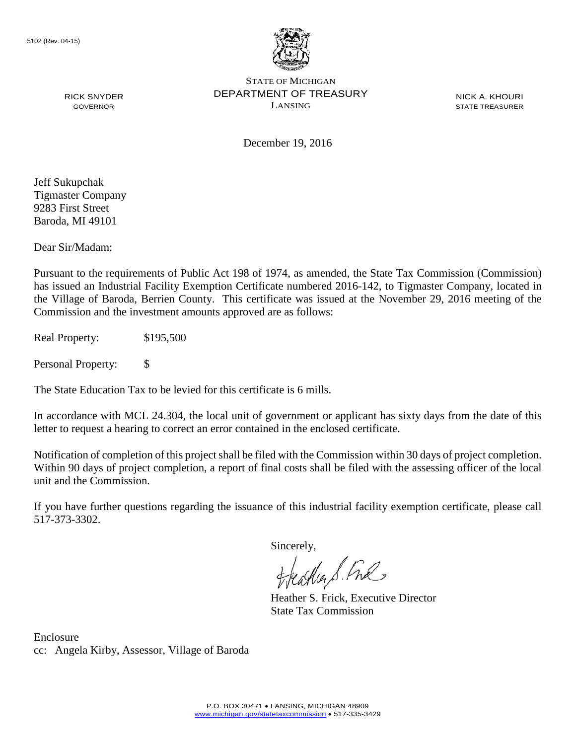5102 (Rev. 04-15)

STATE OF MICHIGAN
DEPARTMENT OF TREASURY
LANSING

RICK SNYDER
GOVERNOR

NICK A. KHOURI
STATE TREASURER

December 19, 2016

Jeff Sukupchak
Tigmaster Company
9283 First Street
Baroda, MI 49101

Dear Sir/Madam:

Pursuant to the requirements of Public Act 198 of 1974, as amended, the State Tax Commission (Commission) has issued an Industrial Facility Exemption Certificate numbered 2016-142, to Tigmaster Company, located in the Village of Baroda, Berrien County. This certificate was issued at the November 29, 2016 meeting of the Commission and the investment amounts approved are as follows:

Real Property: $195,500

Personal Property: $

The State Education Tax to be levied for this certificate is 6 mills.

In accordance with MCL 24.304, the local unit of government or applicant has sixty days from the date of this letter to request a hearing to correct an error contained in the enclosed certificate.

Notification of completion of this project shall be filed with the Commission within 30 days of project completion. Within 90 days of project completion, a report of final costs shall be filed with the assessing officer of the local unit and the Commission.

If you have further questions regarding the issuance of this industrial facility exemption certificate, please call 517-373-3302.

Sincerely,

Heather S. Frick, Executive Director
State Tax Commission

Enclosure
cc: Angela Kirby, Assessor, Village of Baroda

P.O. BOX 30471 • LANSING, MICHIGAN 48909
www.michigan.gov/statetaxcommission • 517-335-3429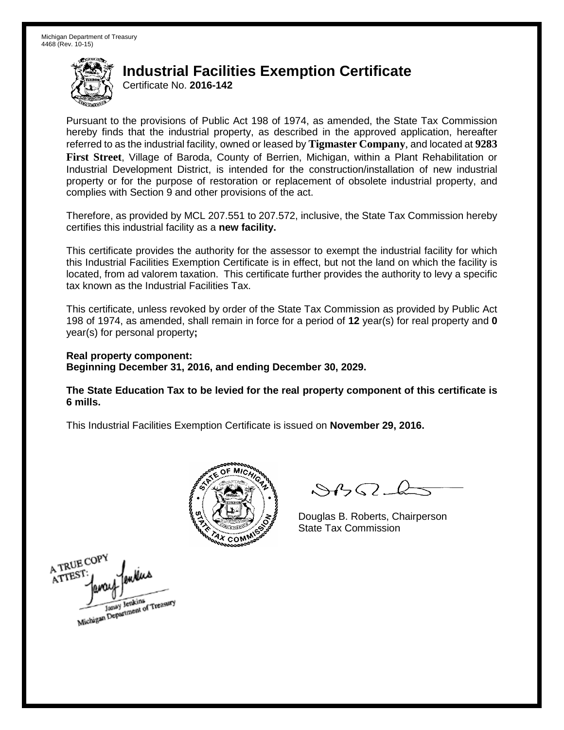Michigan Department of Treasury
4468 (Rev. 10-15)

# Industrial Facilities Exemption Certificate

Certificate No. **2016-142**

Pursuant to the provisions of Public Act 198 of 1974, as amended, the State Tax Commission hereby finds that the industrial property, as described in the approved application, hereafter referred to as the industrial facility, owned or leased by **Tigmaster Company**, and located at **9283 First Street**, Village of Baroda, County of Berrien, Michigan, within a Plant Rehabilitation or Industrial Development District, is intended for the construction/installation of new industrial property or for the purpose of restoration or replacement of obsolete industrial property, and complies with Section 9 and other provisions of the act.

Therefore, as provided by MCL 207.551 to 207.572, inclusive, the State Tax Commission hereby certifies this industrial facility as a **new facility.**

This certificate provides the authority for the assessor to exempt the industrial facility for which this Industrial Facilities Exemption Certificate is in effect, but not the land on which the facility is located, from ad valorem taxation. This certificate further provides the authority to levy a specific tax known as the Industrial Facilities Tax.

This certificate, unless revoked by order of the State Tax Commission as provided by Public Act 198 of 1974, as amended, shall remain in force for a period of **12** year(s) for real property and **0** year(s) for personal property**;**

**Real property component:**
**Beginning December 31, 2016, and ending December 30, 2029.**

**The State Education Tax to be levied for the real property component of this certificate is 6 mills.**

This Industrial Facilities Exemption Certificate is issued on **November 29, 2016.**

Douglas B. Roberts, Chairperson
State Tax Commission

A TRUE COPY
ATTEST:
Janay Jenkins
Michigan Department of Treasury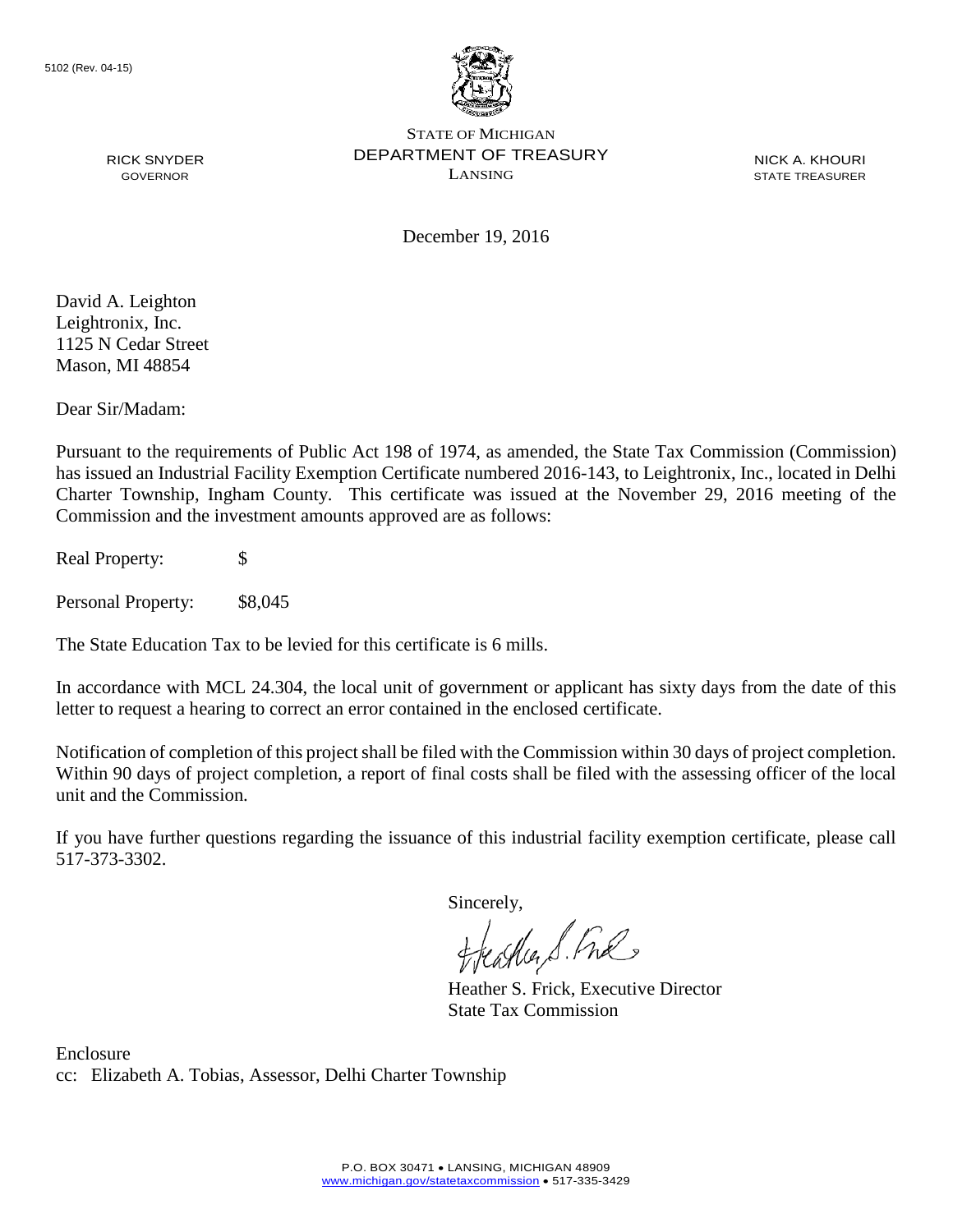5102 (Rev. 04-15)

RICK SNYDER
GOVERNOR

STATE OF MICHIGAN
DEPARTMENT OF TREASURY
LANSING

NICK A. KHOURI
STATE TREASURER

December 19, 2016

David A. Leighton
Leightronix, Inc.
1125 N Cedar Street
Mason, MI 48854

Dear Sir/Madam:

Pursuant to the requirements of Public Act 198 of 1974, as amended, the State Tax Commission (Commission) has issued an Industrial Facility Exemption Certificate numbered 2016-143, to Leightronix, Inc., located in Delhi Charter Township, Ingham County. This certificate was issued at the November 29, 2016 meeting of the Commission and the investment amounts approved are as follows:

Real Property: $

Personal Property: $8,045

The State Education Tax to be levied for this certificate is 6 mills.

In accordance with MCL 24.304, the local unit of government or applicant has sixty days from the date of this letter to request a hearing to correct an error contained in the enclosed certificate.

Notification of completion of this project shall be filed with the Commission within 30 days of project completion. Within 90 days of project completion, a report of final costs shall be filed with the assessing officer of the local unit and the Commission.

If you have further questions regarding the issuance of this industrial facility exemption certificate, please call 517-373-3302.

Sincerely,

Heather S. Frick, Executive Director
State Tax Commission

Enclosure
cc: Elizabeth A. Tobias, Assessor, Delhi Charter Township

P.O. BOX 30471 • LANSING, MICHIGAN 48909
www.michigan.gov/statetaxcommission • 517-335-3429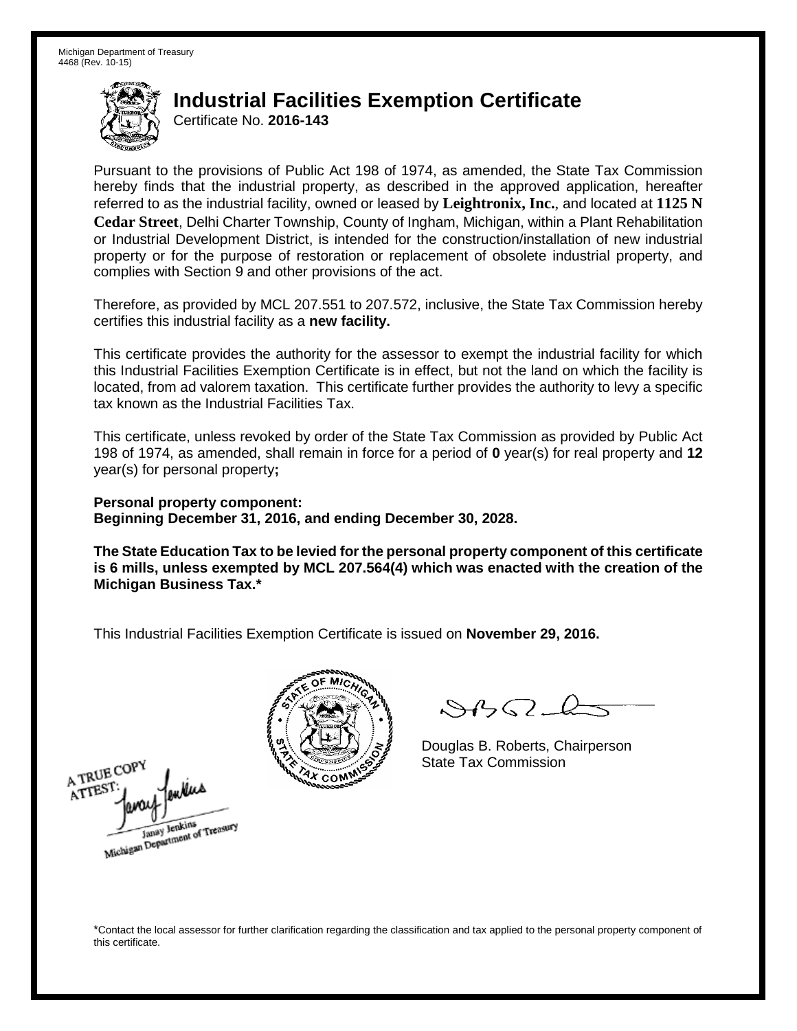Michigan Department of Treasury
4468 (Rev. 10-15)

# Industrial Facilities Exemption Certificate

Certificate No. **2016-143**

Pursuant to the provisions of Public Act 198 of 1974, as amended, the State Tax Commission hereby finds that the industrial property, as described in the approved application, hereafter referred to as the industrial facility, owned or leased by **Leightronix, Inc.**, and located at **1125 N Cedar Street**, Delhi Charter Township, County of Ingham, Michigan, within a Plant Rehabilitation or Industrial Development District, is intended for the construction/installation of new industrial property or for the purpose of restoration or replacement of obsolete industrial property, and complies with Section 9 and other provisions of the act.

Therefore, as provided by MCL 207.551 to 207.572, inclusive, the State Tax Commission hereby certifies this industrial facility as a **new facility.**

This certificate provides the authority for the assessor to exempt the industrial facility for which this Industrial Facilities Exemption Certificate is in effect, but not the land on which the facility is located, from ad valorem taxation. This certificate further provides the authority to levy a specific tax known as the Industrial Facilities Tax.

This certificate, unless revoked by order of the State Tax Commission as provided by Public Act 198 of 1974, as amended, shall remain in force for a period of **0** year(s) for real property and **12** year(s) for personal property**;**

**Personal property component:**
**Beginning December 31, 2016, and ending December 30, 2028.**

**The State Education Tax to be levied for the personal property component of this certificate is 6 mills, unless exempted by MCL 207.564(4) which was enacted with the creation of the Michigan Business Tax.***

This Industrial Facilities Exemption Certificate is issued on **November 29, 2016.**

Douglas B. Roberts, Chairperson
State Tax Commission

A TRUE COPY
ATTEST:
Janay Jenkins
Michigan Department of Treasury

*Contact the local assessor for further clarification regarding the classification and tax applied to the personal property component of this certificate.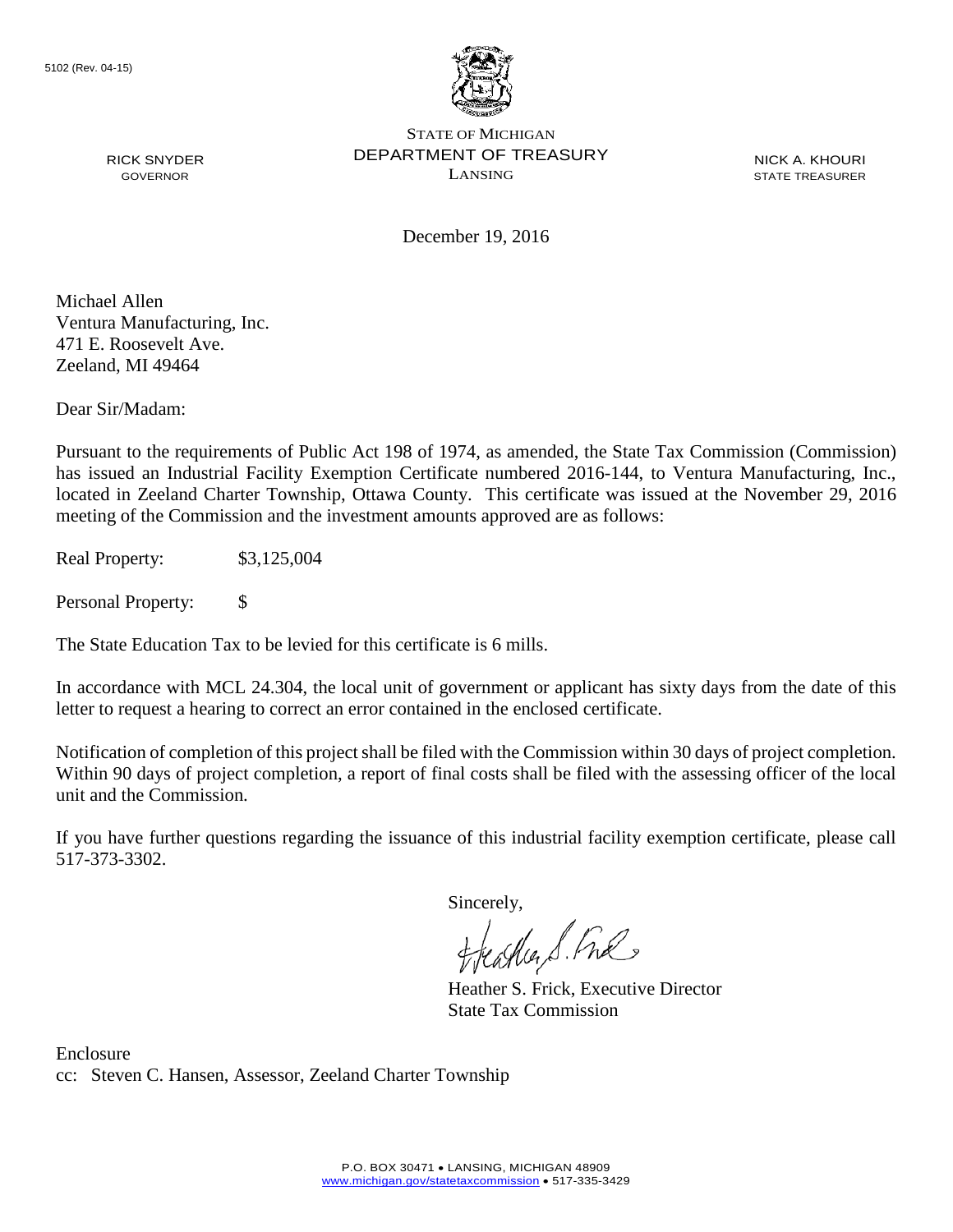5102 (Rev. 04-15)

STATE OF MICHIGAN
DEPARTMENT OF TREASURY
LANSING

RICK SNYDER
GOVERNOR

NICK A. KHOURI
STATE TREASURER

December 19, 2016

Michael Allen
Ventura Manufacturing, Inc.
471 E. Roosevelt Ave.
Zeeland, MI 49464

Dear Sir/Madam:

Pursuant to the requirements of Public Act 198 of 1974, as amended, the State Tax Commission (Commission) has issued an Industrial Facility Exemption Certificate numbered 2016-144, to Ventura Manufacturing, Inc., located in Zeeland Charter Township, Ottawa County. This certificate was issued at the November 29, 2016 meeting of the Commission and the investment amounts approved are as follows:

Real Property: $3,125,004

Personal Property: $

The State Education Tax to be levied for this certificate is 6 mills.

In accordance with MCL 24.304, the local unit of government or applicant has sixty days from the date of this letter to request a hearing to correct an error contained in the enclosed certificate.

Notification of completion of this project shall be filed with the Commission within 30 days of project completion. Within 90 days of project completion, a report of final costs shall be filed with the assessing officer of the local unit and the Commission.

If you have further questions regarding the issuance of this industrial facility exemption certificate, please call 517-373-3302.

Sincerely,

Heather S. Frick, Executive Director
State Tax Commission

Enclosure
cc: Steven C. Hansen, Assessor, Zeeland Charter Township

P.O. BOX 30471 • LANSING, MICHIGAN 48909
www.michigan.gov/statetaxcommission • 517-335-3429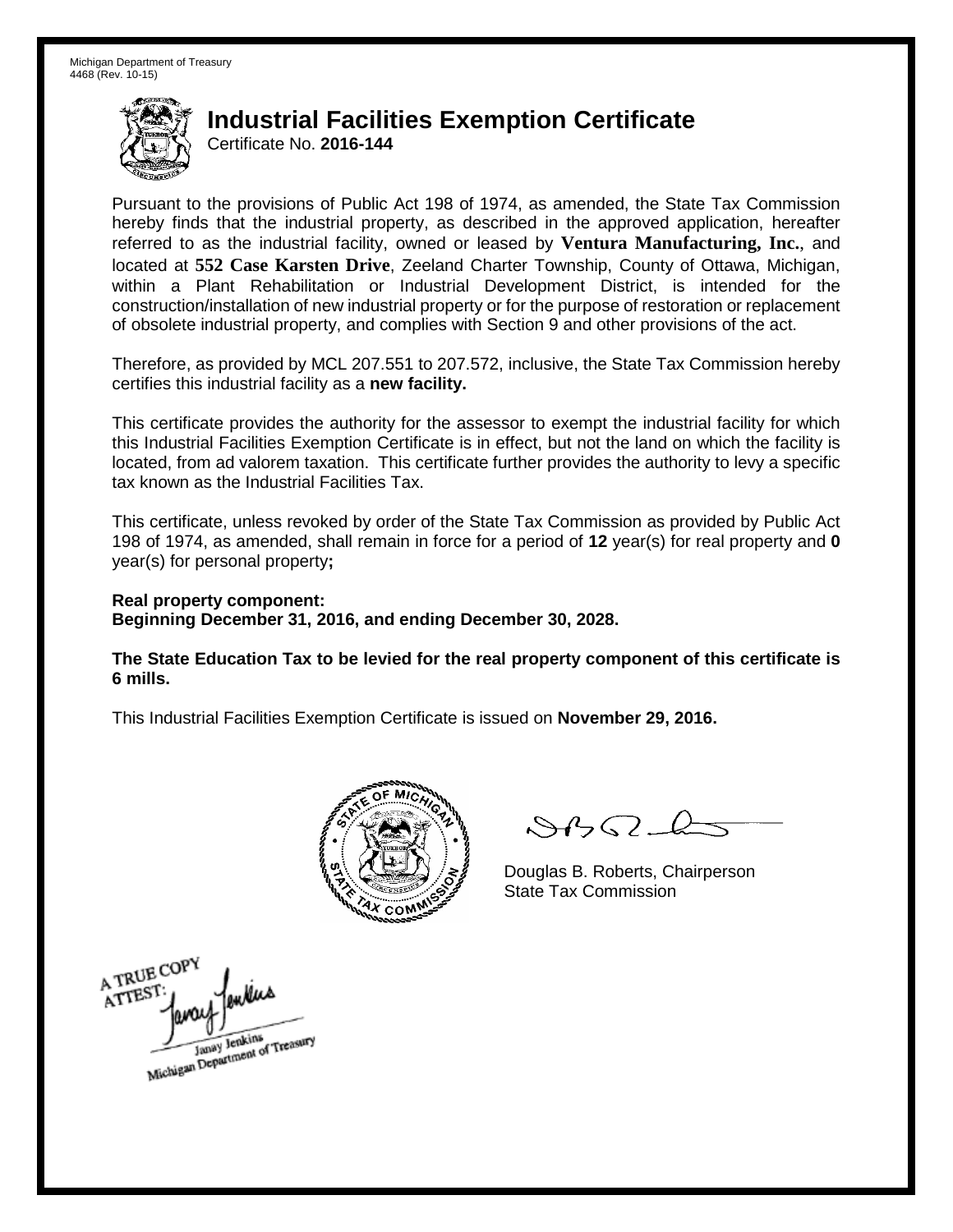Michigan Department of Treasury
4468 (Rev. 10-15)

# Industrial Facilities Exemption Certificate

Certificate No. **2016-144**

Pursuant to the provisions of Public Act 198 of 1974, as amended, the State Tax Commission hereby finds that the industrial property, as described in the approved application, hereafter referred to as the industrial facility, owned or leased by **Ventura Manufacturing, Inc.**, and located at **552 Case Karsten Drive**, Zeeland Charter Township, County of Ottawa, Michigan, within a Plant Rehabilitation or Industrial Development District, is intended for the construction/installation of new industrial property or for the purpose of restoration or replacement of obsolete industrial property, and complies with Section 9 and other provisions of the act.

Therefore, as provided by MCL 207.551 to 207.572, inclusive, the State Tax Commission hereby certifies this industrial facility as a **new facility.**

This certificate provides the authority for the assessor to exempt the industrial facility for which this Industrial Facilities Exemption Certificate is in effect, but not the land on which the facility is located, from ad valorem taxation. This certificate further provides the authority to levy a specific tax known as the Industrial Facilities Tax.

This certificate, unless revoked by order of the State Tax Commission as provided by Public Act 198 of 1974, as amended, shall remain in force for a period of **12** year(s) for real property and **0** year(s) for personal property**;**

**Real property component:**
**Beginning December 31, 2016, and ending December 30, 2028.**

**The State Education Tax to be levied for the real property component of this certificate is 6 mills.**

This Industrial Facilities Exemption Certificate is issued on **November 29, 2016.**

Douglas B. Roberts, Chairperson
State Tax Commission

A TRUE COPY
ATTEST:
Janay Jenkins
Michigan Department of Treasury